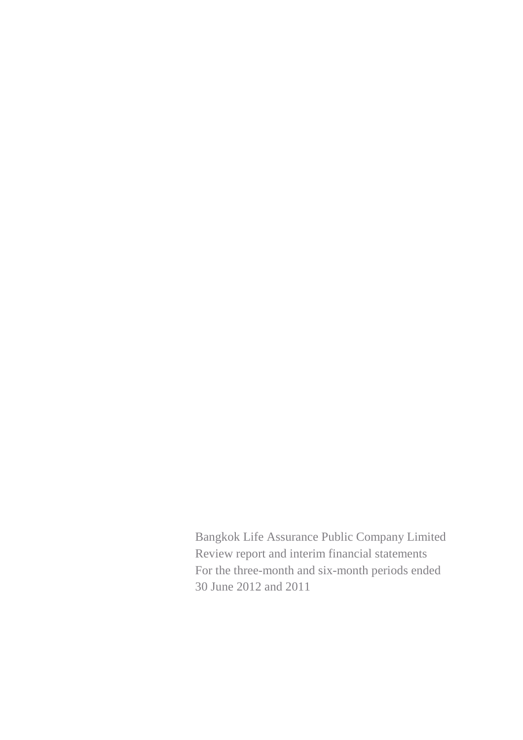Bangkok Life Assurance Public Company Limited
Review report and interim financial statements
For the three-month and six-month periods ended
30 June 2012 and 2011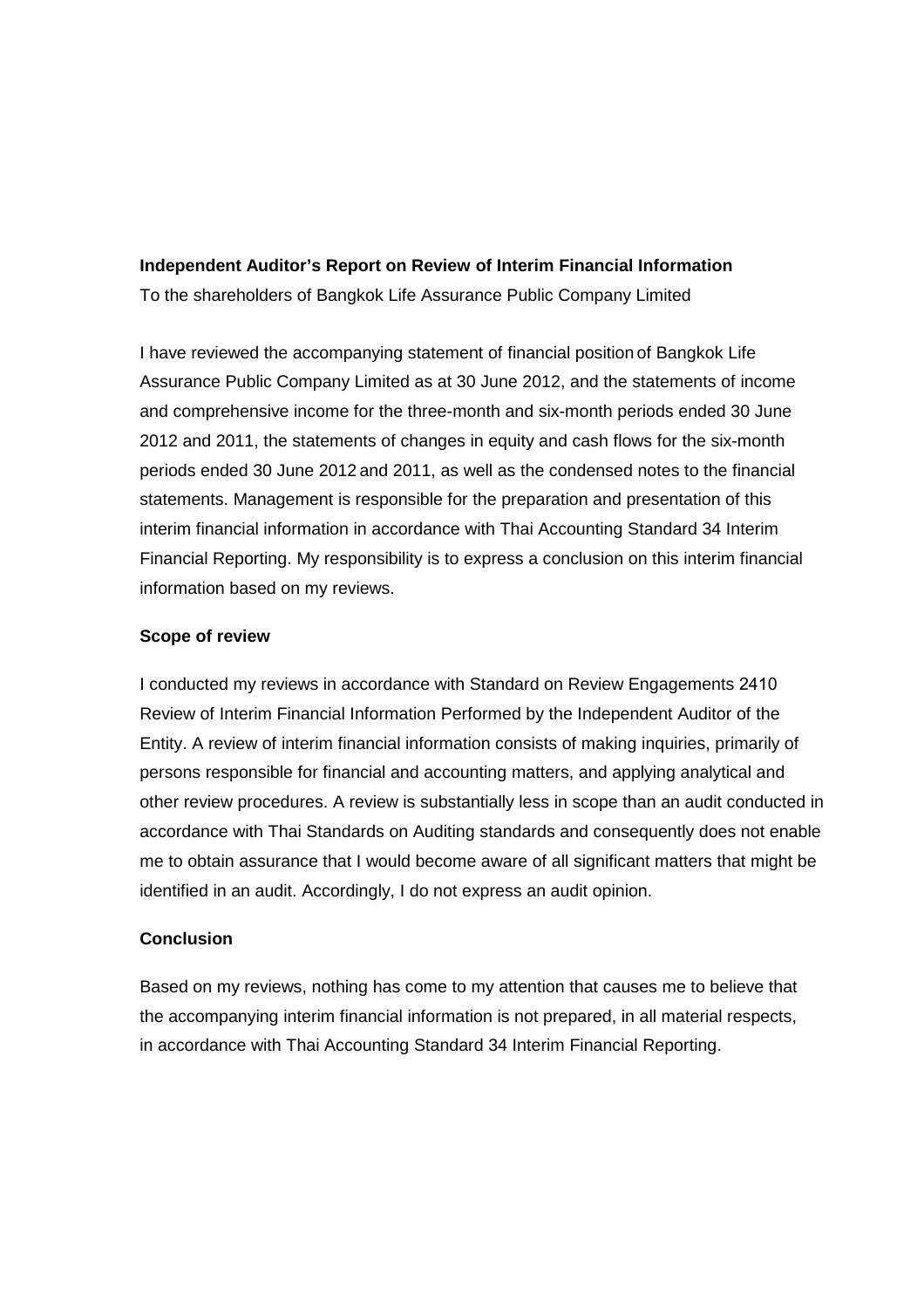**Independent Auditor's Report on Review of Interim Financial Information**

To the shareholders of Bangkok Life Assurance Public Company Limited

I have reviewed the accompanying statement of financial position of Bangkok Life Assurance Public Company Limited as at 30 June 2012, and the statements of income and comprehensive income for the three-month and six-month periods ended 30 June 2012 and 2011, the statements of changes in equity and cash flows for the six-month periods ended 30 June 2012 and 2011, as well as the condensed notes to the financial statements. Management is responsible for the preparation and presentation of this interim financial information in accordance with Thai Accounting Standard 34 Interim Financial Reporting. My responsibility is to express a conclusion on this interim financial information based on my reviews.

**Scope of review**

I conducted my reviews in accordance with Standard on Review Engagements 2410 Review of Interim Financial Information Performed by the Independent Auditor of the Entity. A review of interim financial information consists of making inquiries, primarily of persons responsible for financial and accounting matters, and applying analytical and other review procedures. A review is substantially less in scope than an audit conducted in accordance with Thai Standards on Auditing standards and consequently does not enable me to obtain assurance that I would become aware of all significant matters that might be identified in an audit. Accordingly, I do not express an audit opinion.

**Conclusion**

Based on my reviews, nothing has come to my attention that causes me to believe that the accompanying interim financial information is not prepared, in all material respects, in accordance with Thai Accounting Standard 34 Interim Financial Reporting.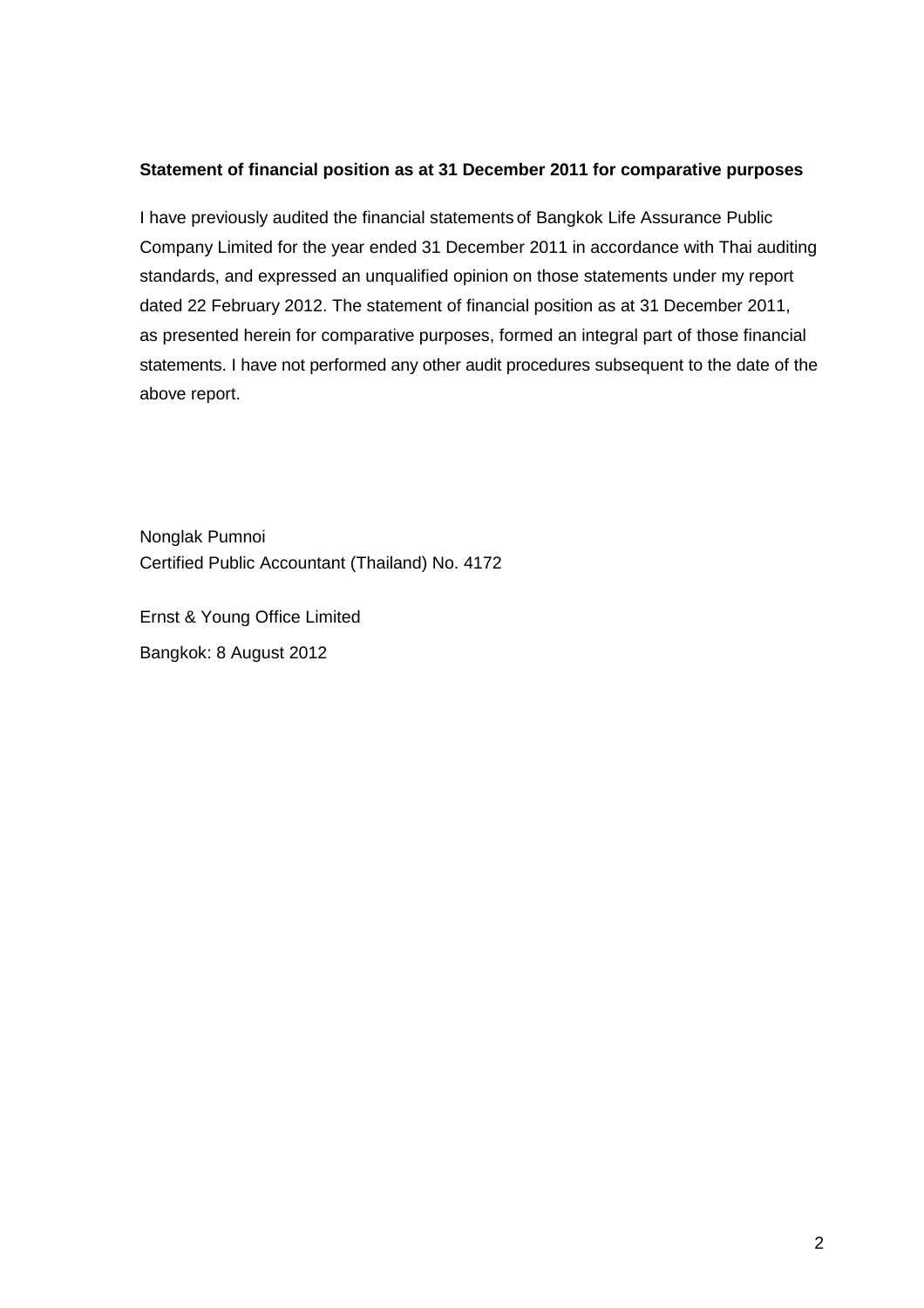**Statement of financial position as at 31 December 2011 for comparative purposes**

I have previously audited the financial statements of Bangkok Life Assurance Public Company Limited for the year ended 31 December 2011 in accordance with Thai auditing standards, and expressed an unqualified opinion on those statements under my report dated 22 February 2012. The statement of financial position as at 31 December 2011, as presented herein for comparative purposes, formed an integral part of those financial statements. I have not performed any other audit procedures subsequent to the date of the above report.

Nonglak Pumnoi
Certified Public Accountant (Thailand) No. 4172

Ernst & Young Office Limited

Bangkok: 8 August 2012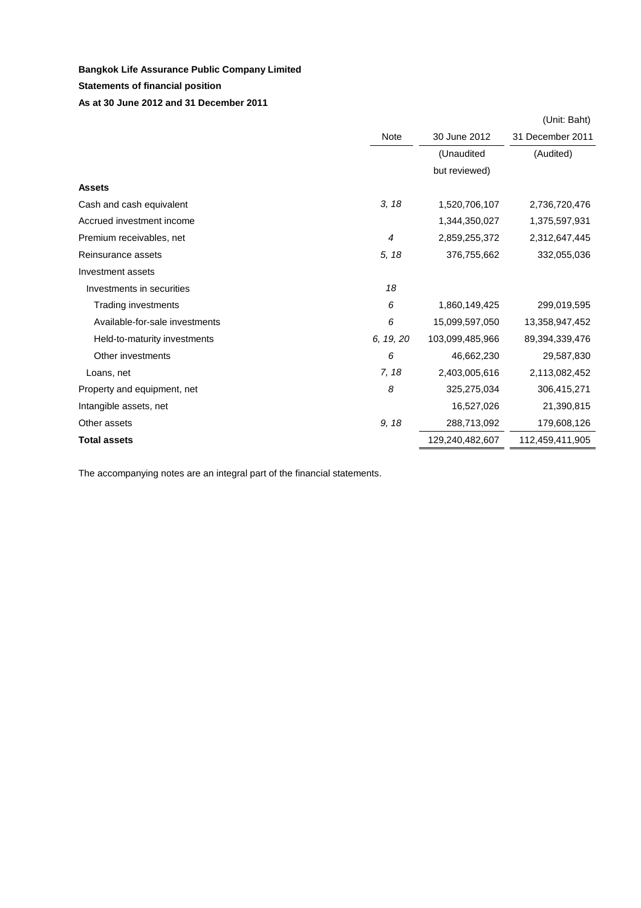**Bangkok Life Assurance Public Company Limited**

**Statements of financial position**

**As at 30 June 2012 and 31 December 2011**

(Unit: Baht)

| | Note | 30 June 2012 | 31 December 2011 |
|---|---|---|---|
| | | (Unaudited but reviewed) | (Audited) |
| **Assets** | | | |
| Cash and cash equivalent | *3, 18* | 1,520,706,107 | 2,736,720,476 |
| Accrued investment income | | 1,344,350,027 | 1,375,597,931 |
| Premium receivables, net | *4* | 2,859,255,372 | 2,312,647,445 |
| Reinsurance assets | *5, 18* | 376,755,662 | 332,055,036 |
| Investment assets | | | |
| Investments in securities | *18* | | |
| Trading investments | *6* | 1,860,149,425 | 299,019,595 |
| Available-for-sale investments | *6* | 15,099,597,050 | 13,358,947,452 |
| Held-to-maturity investments | *6, 19, 20* | 103,099,485,966 | 89,394,339,476 |
| Other investments | *6* | 46,662,230 | 29,587,830 |
| Loans, net | *7, 18* | 2,403,005,616 | 2,113,082,452 |
| Property and equipment, net | *8* | 325,275,034 | 306,415,271 |
| Intangible assets, net | | 16,527,026 | 21,390,815 |
| Other assets | *9, 18* | 288,713,092 | 179,608,126 |
| **Total assets** | | 129,240,482,607 | 112,459,411,905 |

The accompanying notes are an integral part of the financial statements.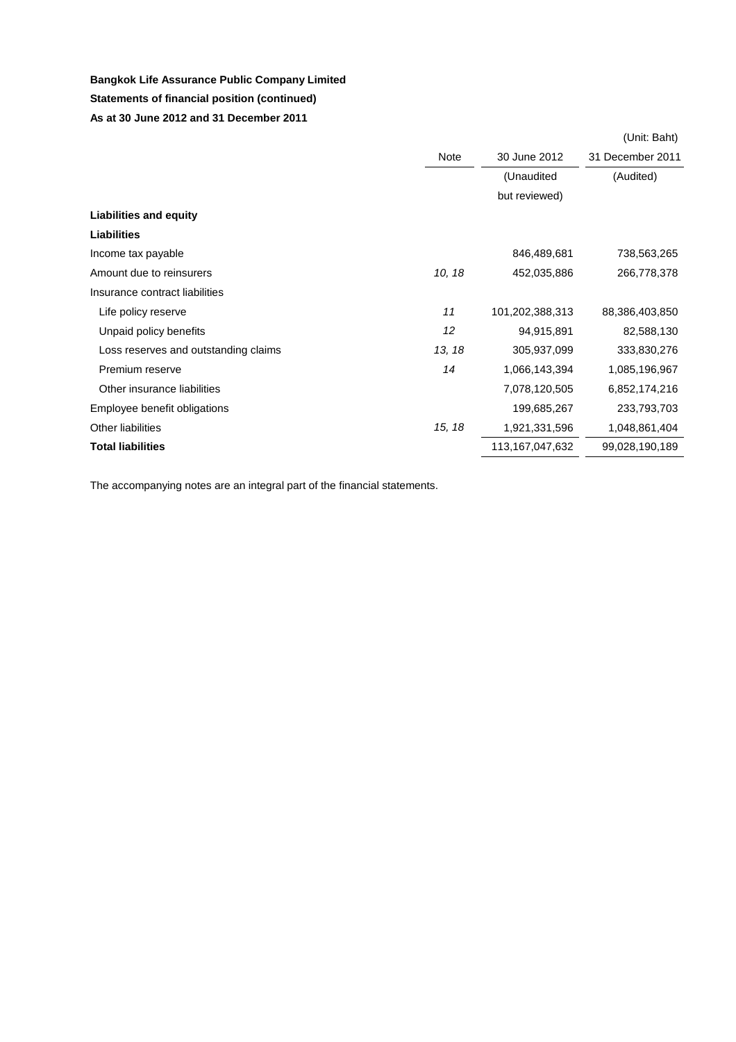**Bangkok Life Assurance Public Company Limited**

**Statements of financial position (continued)**

**As at 30 June 2012 and 31 December 2011**

(Unit: Baht)

| | Note | 30 June 2012 | 31 December 2011 |
|---|---|---|---|
| | | (Unaudited but reviewed) | (Audited) |
| **Liabilities and equity** | | | |
| **Liabilities** | | | |
| Income tax payable | | 846,489,681 | 738,563,265 |
| Amount due to reinsurers | *10, 18* | 452,035,886 | 266,778,378 |
| Insurance contract liabilities | | | |
| Life policy reserve | *11* | 101,202,388,313 | 88,386,403,850 |
| Unpaid policy benefits | *12* | 94,915,891 | 82,588,130 |
| Loss reserves and outstanding claims | *13, 18* | 305,937,099 | 333,830,276 |
| Premium reserve | *14* | 1,066,143,394 | 1,085,196,967 |
| Other insurance liabilities | | 7,078,120,505 | 6,852,174,216 |
| Employee benefit obligations | | 199,685,267 | 233,793,703 |
| Other liabilities | *15, 18* | 1,921,331,596 | 1,048,861,404 |
| **Total liabilities** | | 113,167,047,632 | 99,028,190,189 |

The accompanying notes are an integral part of the financial statements.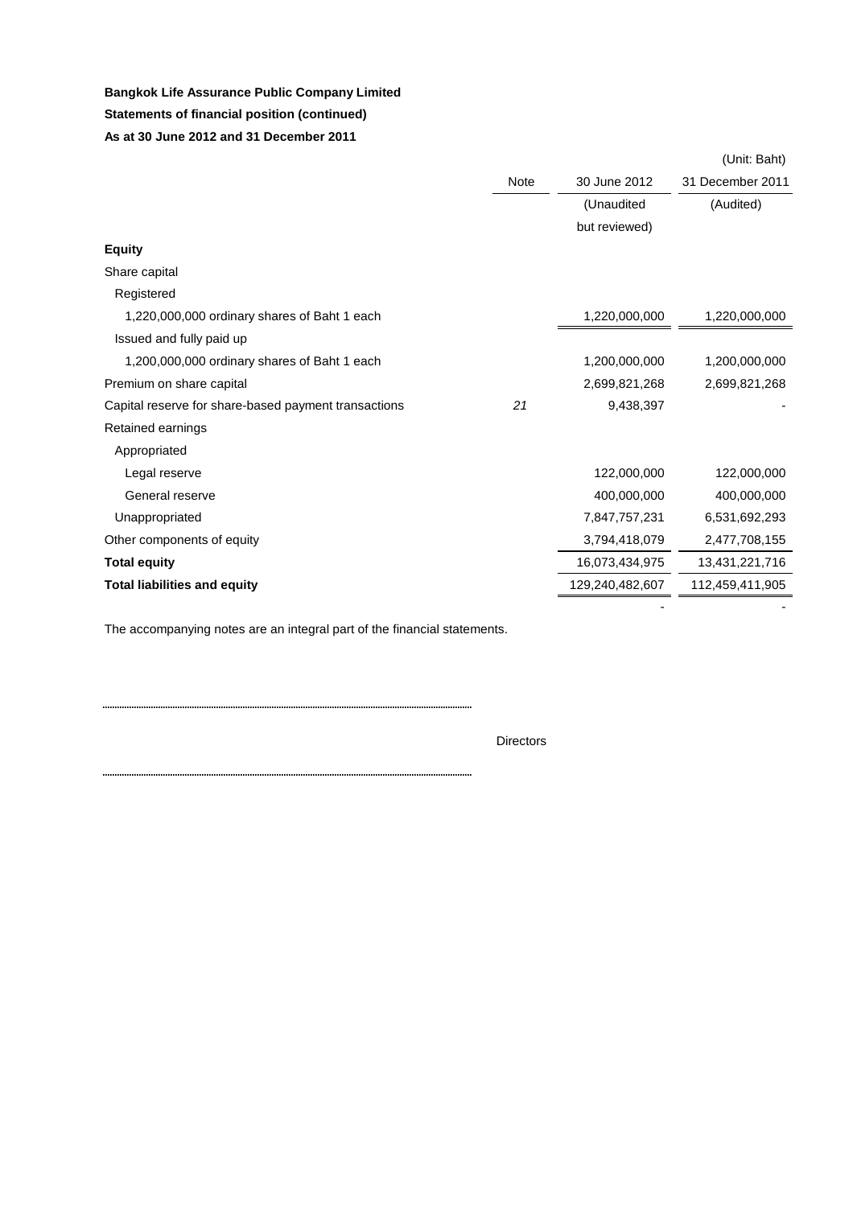**Bangkok Life Assurance Public Company Limited**

**Statements of financial position (continued)**

**As at 30 June 2012 and 31 December 2011**

(Unit: Baht)

| | Note | 30 June 2012 | 31 December 2011 |
|---|---|---|---|
| | | (Unaudited but reviewed) | (Audited) |
| **Equity** | | | |
| Share capital | | | |
| Registered | | | |
| 1,220,000,000 ordinary shares of Baht 1 each | | 1,220,000,000 | 1,220,000,000 |
| Issued and fully paid up | | | |
| 1,200,000,000 ordinary shares of Baht 1 each | | 1,200,000,000 | 1,200,000,000 |
| Premium on share capital | | 2,699,821,268 | 2,699,821,268 |
| Capital reserve for share-based payment transactions | *21* | 9,438,397 | - |
| Retained earnings | | | |
| Appropriated | | | |
| Legal reserve | | 122,000,000 | 122,000,000 |
| General reserve | | 400,000,000 | 400,000,000 |
| Unappropriated | | 7,847,757,231 | 6,531,692,293 |
| Other components of equity | | 3,794,418,079 | 2,477,708,155 |
| **Total equity** | | 16,073,434,975 | 13,431,221,716 |
| **Total liabilities and equity** | | 129,240,482,607 | 112,459,411,905 |
| | | - | - |

The accompanying notes are an integral part of the financial statements.

..............................................................................................

Directors

..............................................................................................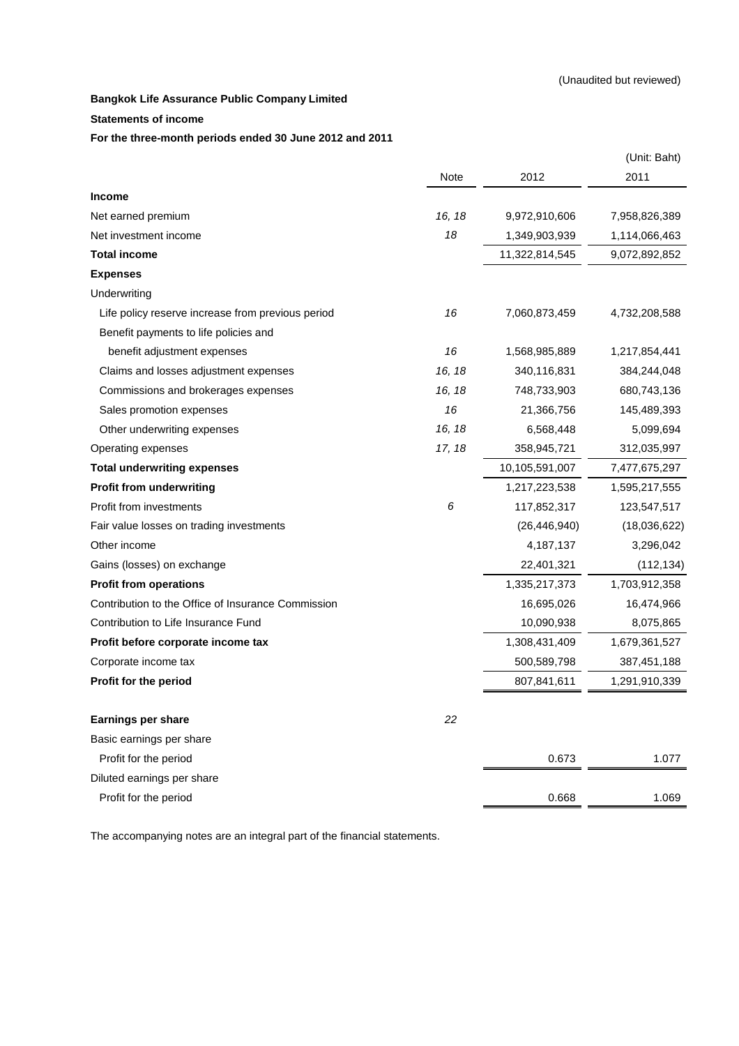(Unaudited but reviewed)

**Bangkok Life Assurance Public Company Limited**

**Statements of income**

**For the three-month periods ended 30 June 2012 and 2011**

(Unit: Baht)

| | Note | 2012 | 2011 |
|---|---|---|---|
| **Income** | | | |
| Net earned premium | *16, 18* | 9,972,910,606 | 7,958,826,389 |
| Net investment income | *18* | 1,349,903,939 | 1,114,066,463 |
| **Total income** | | 11,322,814,545 | 9,072,892,852 |
| **Expenses** | | | |
| Underwriting | | | |
| Life policy reserve increase from previous period | *16* | 7,060,873,459 | 4,732,208,588 |
| Benefit payments to life policies and benefit adjustment expenses | *16* | 1,568,985,889 | 1,217,854,441 |
| Claims and losses adjustment expenses | *16, 18* | 340,116,831 | 384,244,048 |
| Commissions and brokerages expenses | *16, 18* | 748,733,903 | 680,743,136 |
| Sales promotion expenses | *16* | 21,366,756 | 145,489,393 |
| Other underwriting expenses | *16, 18* | 6,568,448 | 5,099,694 |
| Operating expenses | *17, 18* | 358,945,721 | 312,035,997 |
| **Total underwriting expenses** | | 10,105,591,007 | 7,477,675,297 |
| **Profit from underwriting** | | 1,217,223,538 | 1,595,217,555 |
| Profit from investments | *6* | 117,852,317 | 123,547,517 |
| Fair value losses on trading investments | | (26,446,940) | (18,036,622) |
| Other income | | 4,187,137 | 3,296,042 |
| Gains (losses) on exchange | | 22,401,321 | (112,134) |
| **Profit from operations** | | 1,335,217,373 | 1,703,912,358 |
| Contribution to the Office of Insurance Commission | | 16,695,026 | 16,474,966 |
| Contribution to Life Insurance Fund | | 10,090,938 | 8,075,865 |
| **Profit before corporate income tax** | | 1,308,431,409 | 1,679,361,527 |
| Corporate income tax | | 500,589,798 | 387,451,188 |
| **Profit for the period** | | 807,841,611 | 1,291,910,339 |
| | | | |
| **Earnings per share** | *22* | | |
| Basic earnings per share | | | |
| Profit for the period | | 0.673 | 1.077 |
| Diluted earnings per share | | | |
| Profit for the period | | 0.668 | 1.069 |

The accompanying notes are an integral part of the financial statements.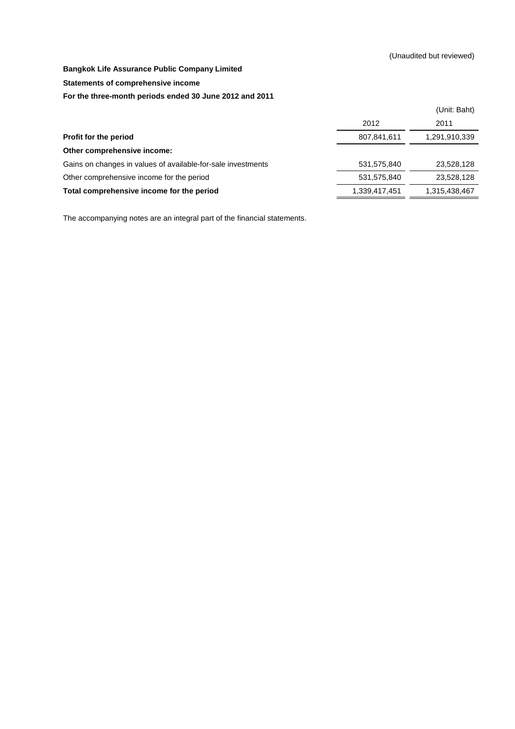(Unaudited but reviewed)

**Bangkok Life Assurance Public Company Limited**

**Statements of comprehensive income**

**For the three-month periods ended 30 June 2012 and 2011**

(Unit: Baht)

| | 2012 | 2011 |
|---|---|---|
| **Profit for the period** | 807,841,611 | 1,291,910,339 |
| **Other comprehensive income:** | | |
| Gains on changes in values of available-for-sale investments | 531,575,840 | 23,528,128 |
| Other comprehensive income for the period | 531,575,840 | 23,528,128 |
| **Total comprehensive income for the period** | 1,339,417,451 | 1,315,438,467 |

The accompanying notes are an integral part of the financial statements.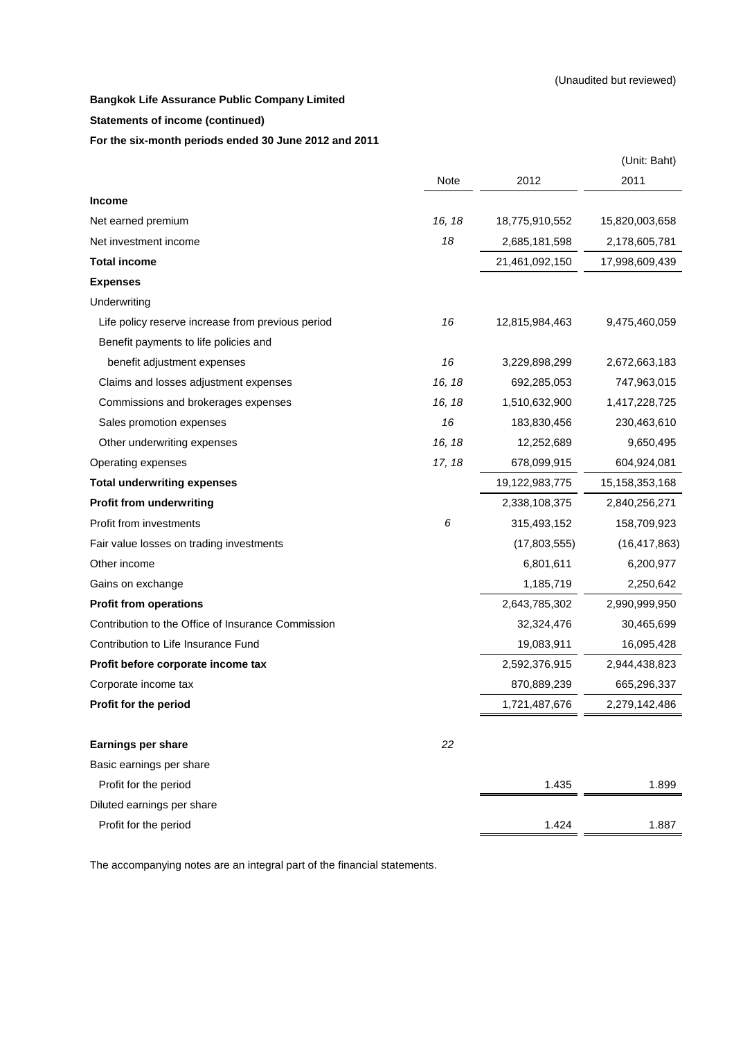(Unaudited but reviewed)

**Bangkok Life Assurance Public Company Limited**

**Statements of income (continued)**

**For the six-month periods ended 30 June 2012 and 2011**

(Unit: Baht)

| | Note | 2012 | 2011 |
|---|---|---|---|
| **Income** | | | |
| Net earned premium | *16, 18* | 18,775,910,552 | 15,820,003,658 |
| Net investment income | *18* | 2,685,181,598 | 2,178,605,781 |
| **Total income** | | 21,461,092,150 | 17,998,609,439 |
| **Expenses** | | | |
| Underwriting | | | |
| Life policy reserve increase from previous period | *16* | 12,815,984,463 | 9,475,460,059 |
| Benefit payments to life policies and benefit adjustment expenses | *16* | 3,229,898,299 | 2,672,663,183 |
| Claims and losses adjustment expenses | *16, 18* | 692,285,053 | 747,963,015 |
| Commissions and brokerages expenses | *16, 18* | 1,510,632,900 | 1,417,228,725 |
| Sales promotion expenses | *16* | 183,830,456 | 230,463,610 |
| Other underwriting expenses | *16, 18* | 12,252,689 | 9,650,495 |
| Operating expenses | *17, 18* | 678,099,915 | 604,924,081 |
| **Total underwriting expenses** | | 19,122,983,775 | 15,158,353,168 |
| **Profit from underwriting** | | 2,338,108,375 | 2,840,256,271 |
| Profit from investments | *6* | 315,493,152 | 158,709,923 |
| Fair value losses on trading investments | | (17,803,555) | (16,417,863) |
| Other income | | 6,801,611 | 6,200,977 |
| Gains on exchange | | 1,185,719 | 2,250,642 |
| **Profit from operations** | | 2,643,785,302 | 2,990,999,950 |
| Contribution to the Office of Insurance Commission | | 32,324,476 | 30,465,699 |
| Contribution to Life Insurance Fund | | 19,083,911 | 16,095,428 |
| **Profit before corporate income tax** | | 2,592,376,915 | 2,944,438,823 |
| Corporate income tax | | 870,889,239 | 665,296,337 |
| **Profit for the period** | | 1,721,487,676 | 2,279,142,486 |
| | | | |
| **Earnings per share** | *22* | | |
| Basic earnings per share | | | |
| Profit for the period | | 1.435 | 1.899 |
| Diluted earnings per share | | | |
| Profit for the period | | 1.424 | 1.887 |

The accompanying notes are an integral part of the financial statements.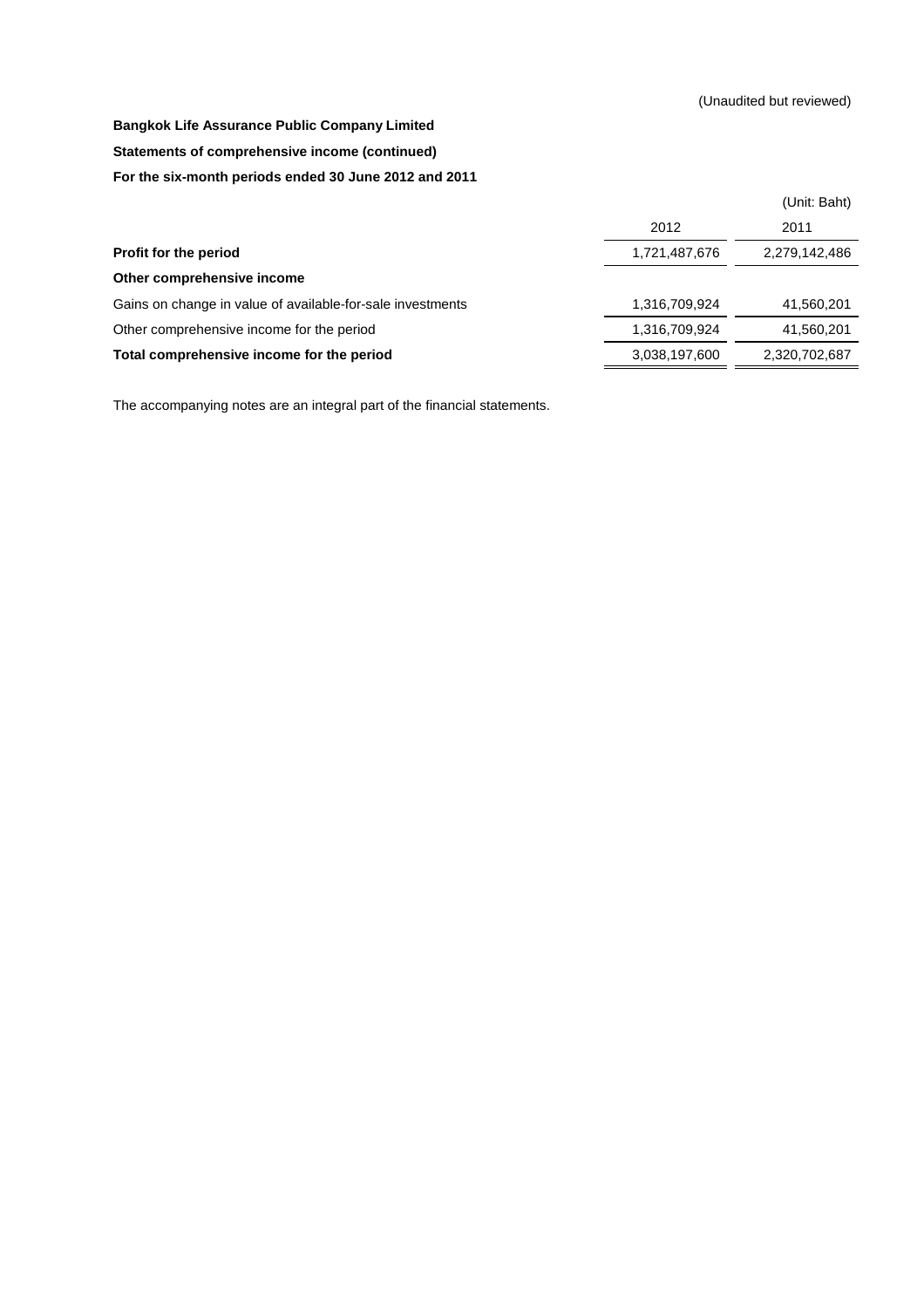(Unaudited but reviewed)

**Bangkok Life Assurance Public Company Limited**

**Statements of comprehensive income (continued)**

**For the six-month periods ended 30 June 2012 and 2011**

(Unit: Baht)

| | 2012 | 2011 |
|---|---|---|
| **Profit for the period** | 1,721,487,676 | 2,279,142,486 |
| **Other comprehensive income** | | |
| Gains on change in value of available-for-sale investments | 1,316,709,924 | 41,560,201 |
| Other comprehensive income for the period | 1,316,709,924 | 41,560,201 |
| **Total comprehensive income for the period** | 3,038,197,600 | 2,320,702,687 |

The accompanying notes are an integral part of the financial statements.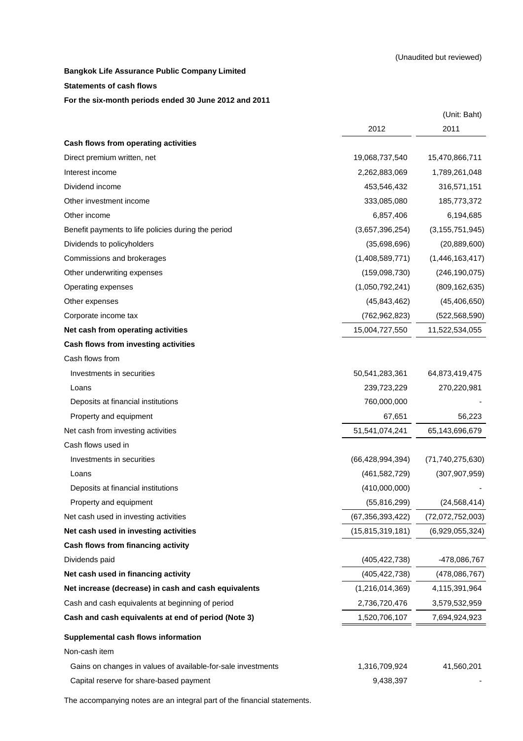(Unaudited but reviewed)

**Bangkok Life Assurance Public Company Limited**

**Statements of cash flows**

**For the six-month periods ended 30 June 2012 and 2011**

(Unit: Baht)

| | 2012 | 2011 |
|---|---:|---:|
| **Cash flows from operating activities** | | |
| Direct premium written, net | 19,068,737,540 | 15,470,866,711 |
| Interest income | 2,262,883,069 | 1,789,261,048 |
| Dividend income | 453,546,432 | 316,571,151 |
| Other investment income | 333,085,080 | 185,773,372 |
| Other income | 6,857,406 | 6,194,685 |
| Benefit payments to life policies during the period | (3,657,396,254) | (3,155,751,945) |
| Dividends to policyholders | (35,698,696) | (20,889,600) |
| Commissions and brokerages | (1,408,589,771) | (1,446,163,417) |
| Other underwriting expenses | (159,098,730) | (246,190,075) |
| Operating expenses | (1,050,792,241) | (809,162,635) |
| Other expenses | (45,843,462) | (45,406,650) |
| Corporate income tax | (762,962,823) | (522,568,590) |
| **Net cash from operating activities** | 15,004,727,550 | 11,522,534,055 |
| **Cash flows from investing activities** | | |
| Cash flows from | | |
| Investments in securities | 50,541,283,361 | 64,873,419,475 |
| Loans | 239,723,229 | 270,220,981 |
| Deposits at financial institutions | 760,000,000 | - |
| Property and equipment | 67,651 | 56,223 |
| Net cash from investing activities | 51,541,074,241 | 65,143,696,679 |
| Cash flows used in | | |
| Investments in securities | (66,428,994,394) | (71,740,275,630) |
| Loans | (461,582,729) | (307,907,959) |
| Deposits at financial institutions | (410,000,000) | - |
| Property and equipment | (55,816,299) | (24,568,414) |
| Net cash used in investing activities | (67,356,393,422) | (72,072,752,003) |
| **Net cash used in investing activities** | (15,815,319,181) | (6,929,055,324) |
| **Cash flows from financing activity** | | |
| Dividends paid | (405,422,738) | -478,086,767 |
| **Net cash used in financing activity** | (405,422,738) | (478,086,767) |
| **Net increase (decrease) in cash and cash equivalents** | (1,216,014,369) | 4,115,391,964 |
| Cash and cash equivalents at beginning of period | 2,736,720,476 | 3,579,532,959 |
| **Cash and cash equivalents at end of period (Note 3)** | 1,520,706,107 | 7,694,924,923 |
| **Supplemental cash flows information** | | |
| Non-cash item | | |
| Gains on changes in values of available-for-sale investments | 1,316,709,924 | 41,560,201 |
| Capital reserve for share-based payment | 9,438,397 | - |

The accompanying notes are an integral part of the financial statements.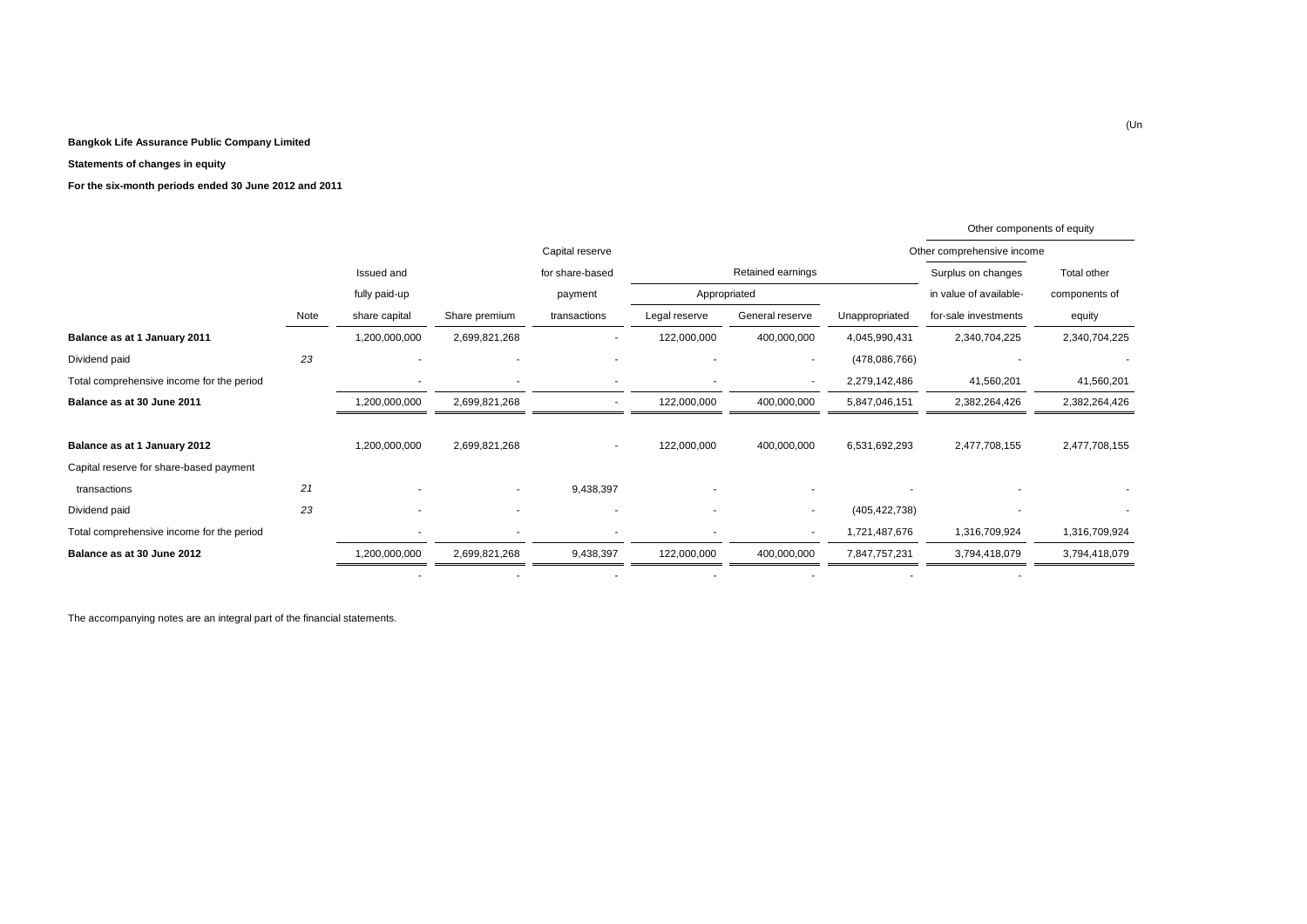**Bangkok Life Assurance Public Company Limited**

**Statements of changes in equity**

**For the six-month periods ended 30 June 2012 and 2011**

|  |  |  |  |  |  |  |  | Other components of equity | |
|---|---|---|---|---|---|---|---|---|---|
|  |  |  |  |  |  |  |  | Other comprehensive income |  |
|  |  |  |  | Capital reserve | Retained earnings | | |  |  |
|  |  | Issued and |  | for share-based | Appropriated | |  | Surplus on changes | Total other |
|  |  | fully paid-up |  | payment |  |  |  | in value of available- | components of |
|  | Note | share capital | Share premium | transactions | Legal reserve | General reserve | Unappropriated | for-sale investments | equity |
| **Balance as at 1 January 2011** |  | 1,200,000,000 | 2,699,821,268 | - | 122,000,000 | 400,000,000 | 4,045,990,431 | 2,340,704,225 | 2,340,704,225 |
| Dividend paid | 23 | - | - | - | - | - | (478,086,766) | - | - |
| Total comprehensive income for the period |  | - | - | - | - | - | 2,279,142,486 | 41,560,201 | 41,560,201 |
| **Balance as at 30 June 2011** |  | 1,200,000,000 | 2,699,821,268 | - | 122,000,000 | 400,000,000 | 5,847,046,151 | 2,382,264,426 | 2,382,264,426 |
|  |  |  |  |  |  |  |  |  |  |
| **Balance as at 1 January 2012** |  | 1,200,000,000 | 2,699,821,268 | - | 122,000,000 | 400,000,000 | 6,531,692,293 | 2,477,708,155 | 2,477,708,155 |
| Capital reserve for share-based payment |  |  |  |  |  |  |  |  |  |
| transactions | 21 | - | - | 9,438,397 | - | - | - | - | - |
| Dividend paid | 23 | - | - | - | - | - | (405,422,738) | - | - |
| Total comprehensive income for the period |  | - | - | - | - | - | 1,721,487,676 | 1,316,709,924 | 1,316,709,924 |
| **Balance as at 30 June 2012** |  | 1,200,000,000 | 2,699,821,268 | 9,438,397 | 122,000,000 | 400,000,000 | 7,847,757,231 | 3,794,418,079 | 3,794,418,079 |
|  |  | - | - | - | - | - | - | - |  |

The accompanying notes are an integral part of the financial statements.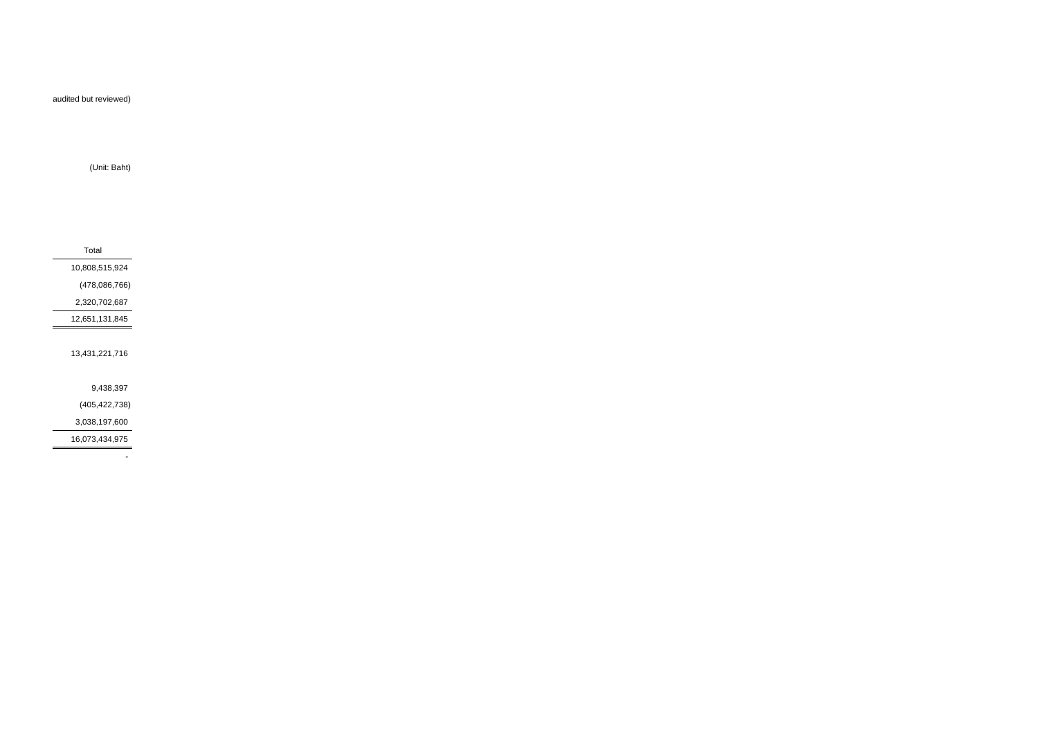audited but reviewed)

(Unit: Baht)

| Total |
| --- |
| 10,808,515,924 |
| (478,086,766) |
| 2,320,702,687 |
| 12,651,131,845 |
| |
| 13,431,221,716 |
| |
| 9,438,397 |
| (405,422,738) |
| 3,038,197,600 |
| 16,073,434,975 |
| - |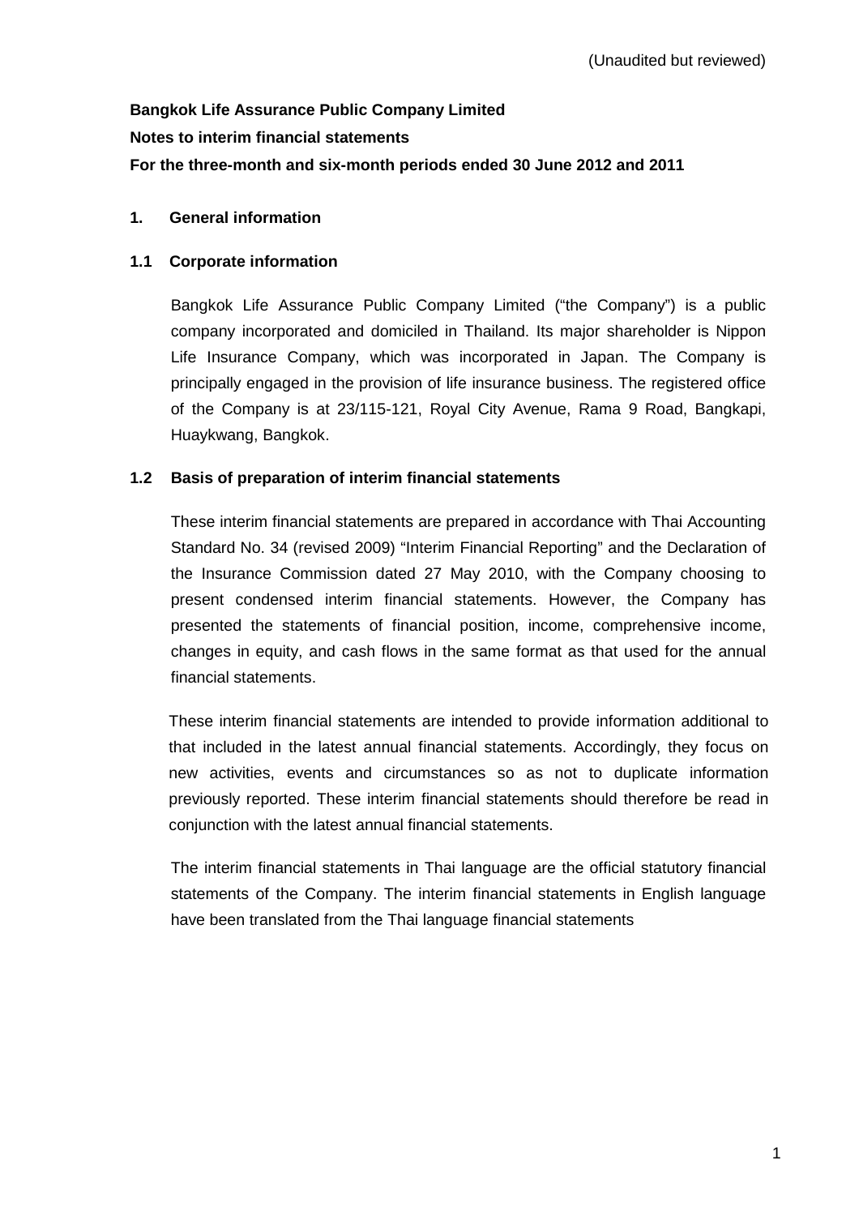(Unaudited but reviewed)

**Bangkok Life Assurance Public Company Limited**

**Notes to interim financial statements**

**For the three-month and six-month periods ended 30 June 2012 and 2011**

## 1. General information

### 1.1 Corporate information

Bangkok Life Assurance Public Company Limited ("the Company") is a public company incorporated and domiciled in Thailand. Its major shareholder is Nippon Life Insurance Company, which was incorporated in Japan. The Company is principally engaged in the provision of life insurance business. The registered office of the Company is at 23/115-121, Royal City Avenue, Rama 9 Road, Bangkapi, Huaykwang, Bangkok.

### 1.2 Basis of preparation of interim financial statements

These interim financial statements are prepared in accordance with Thai Accounting Standard No. 34 (revised 2009) "Interim Financial Reporting" and the Declaration of the Insurance Commission dated 27 May 2010, with the Company choosing to present condensed interim financial statements. However, the Company has presented the statements of financial position, income, comprehensive income, changes in equity, and cash flows in the same format as that used for the annual financial statements.

These interim financial statements are intended to provide information additional to that included in the latest annual financial statements. Accordingly, they focus on new activities, events and circumstances so as not to duplicate information previously reported. These interim financial statements should therefore be read in conjunction with the latest annual financial statements.

The interim financial statements in Thai language are the official statutory financial statements of the Company. The interim financial statements in English language have been translated from the Thai language financial statements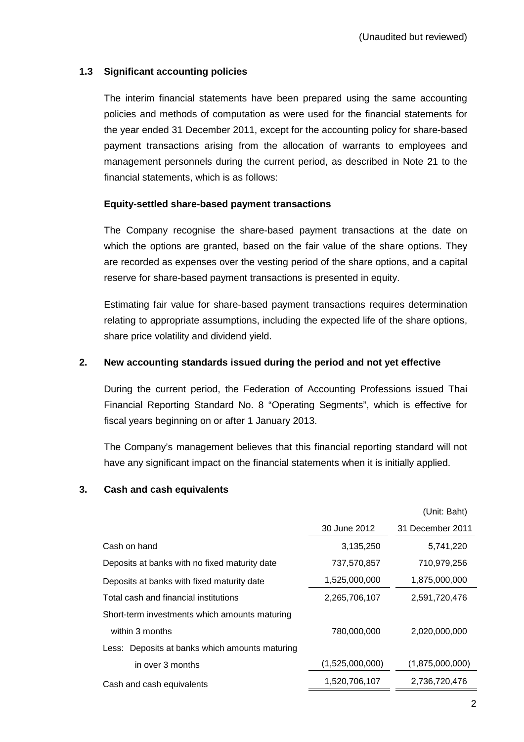(Unaudited but reviewed)

### 1.3 Significant accounting policies

The interim financial statements have been prepared using the same accounting policies and methods of computation as were used for the financial statements for the year ended 31 December 2011, except for the accounting policy for share-based payment transactions arising from the allocation of warrants to employees and management personnels during the current period, as described in Note 21 to the financial statements, which is as follows:

**Equity-settled share-based payment transactions**

The Company recognise the share-based payment transactions at the date on which the options are granted, based on the fair value of the share options. They are recorded as expenses over the vesting period of the share options, and a capital reserve for share-based payment transactions is presented in equity.

Estimating fair value for share-based payment transactions requires determination relating to appropriate assumptions, including the expected life of the share options, share price volatility and dividend yield.

## 2. New accounting standards issued during the period and not yet effective

During the current period, the Federation of Accounting Professions issued Thai Financial Reporting Standard No. 8 "Operating Segments", which is effective for fiscal years beginning on or after 1 January 2013.

The Company's management believes that this financial reporting standard will not have any significant impact on the financial statements when it is initially applied.

## 3. Cash and cash equivalents

(Unit: Baht)

| | 30 June 2012 | 31 December 2011 |
|---|---|---|
| Cash on hand | 3,135,250 | 5,741,220 |
| Deposits at banks with no fixed maturity date | 737,570,857 | 710,979,256 |
| Deposits at banks with fixed maturity date | 1,525,000,000 | 1,875,000,000 |
| Total cash and financial institutions | 2,265,706,107 | 2,591,720,476 |
| Short-term investments which amounts maturing within 3 months | 780,000,000 | 2,020,000,000 |
| Less: Deposits at banks which amounts maturing in over 3 months | (1,525,000,000) | (1,875,000,000) |
| Cash and cash equivalents | 1,520,706,107 | 2,736,720,476 |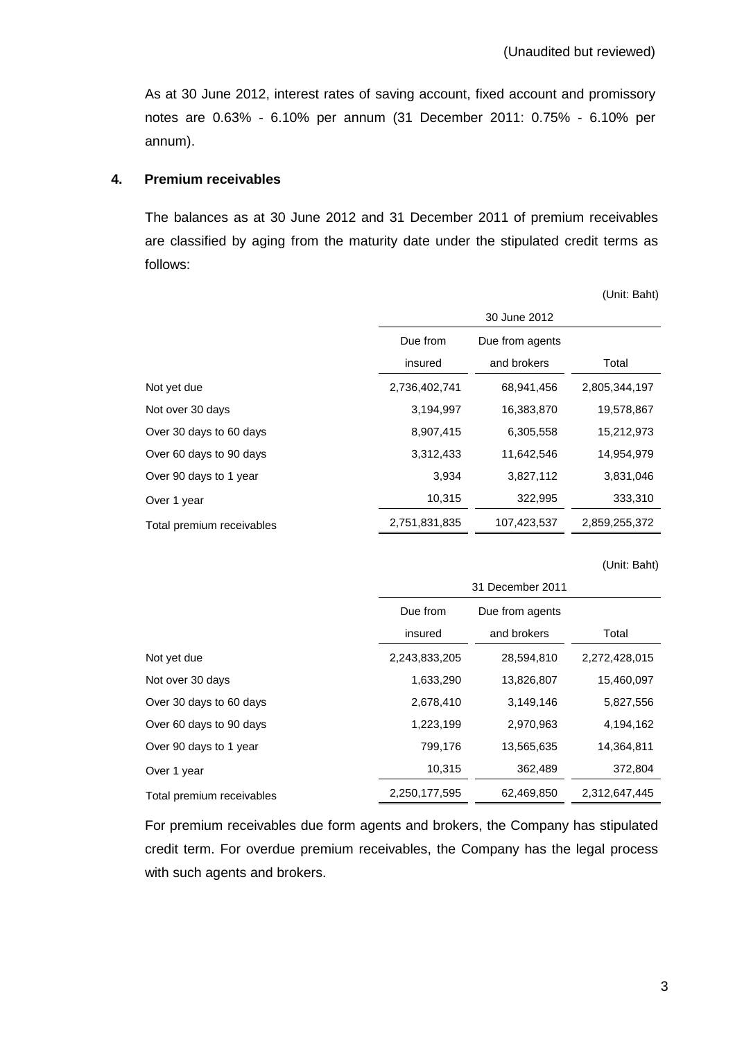(Unaudited but reviewed)

As at 30 June 2012, interest rates of saving account, fixed account and promissory notes are 0.63% - 6.10% per annum (31 December 2011: 0.75% - 6.10% per annum).

**4. Premium receivables**

The balances as at 30 June 2012 and 31 December 2011 of premium receivables are classified by aging from the maturity date under the stipulated credit terms as follows:

(Unit: Baht)

| | 30 June 2012 | | |
|---|---|---|---|
| | Due from insured | Due from agents and brokers | Total |
| Not yet due | 2,736,402,741 | 68,941,456 | 2,805,344,197 |
| Not over 30 days | 3,194,997 | 16,383,870 | 19,578,867 |
| Over 30 days to 60 days | 8,907,415 | 6,305,558 | 15,212,973 |
| Over 60 days to 90 days | 3,312,433 | 11,642,546 | 14,954,979 |
| Over 90 days to 1 year | 3,934 | 3,827,112 | 3,831,046 |
| Over 1 year | 10,315 | 322,995 | 333,310 |
| Total premium receivables | 2,751,831,835 | 107,423,537 | 2,859,255,372 |

(Unit: Baht)

| | 31 December 2011 | | |
|---|---|---|---|
| | Due from insured | Due from agents and brokers | Total |
| Not yet due | 2,243,833,205 | 28,594,810 | 2,272,428,015 |
| Not over 30 days | 1,633,290 | 13,826,807 | 15,460,097 |
| Over 30 days to 60 days | 2,678,410 | 3,149,146 | 5,827,556 |
| Over 60 days to 90 days | 1,223,199 | 2,970,963 | 4,194,162 |
| Over 90 days to 1 year | 799,176 | 13,565,635 | 14,364,811 |
| Over 1 year | 10,315 | 362,489 | 372,804 |
| Total premium receivables | 2,250,177,595 | 62,469,850 | 2,312,647,445 |

For premium receivables due form agents and brokers, the Company has stipulated credit term. For overdue premium receivables, the Company has the legal process with such agents and brokers.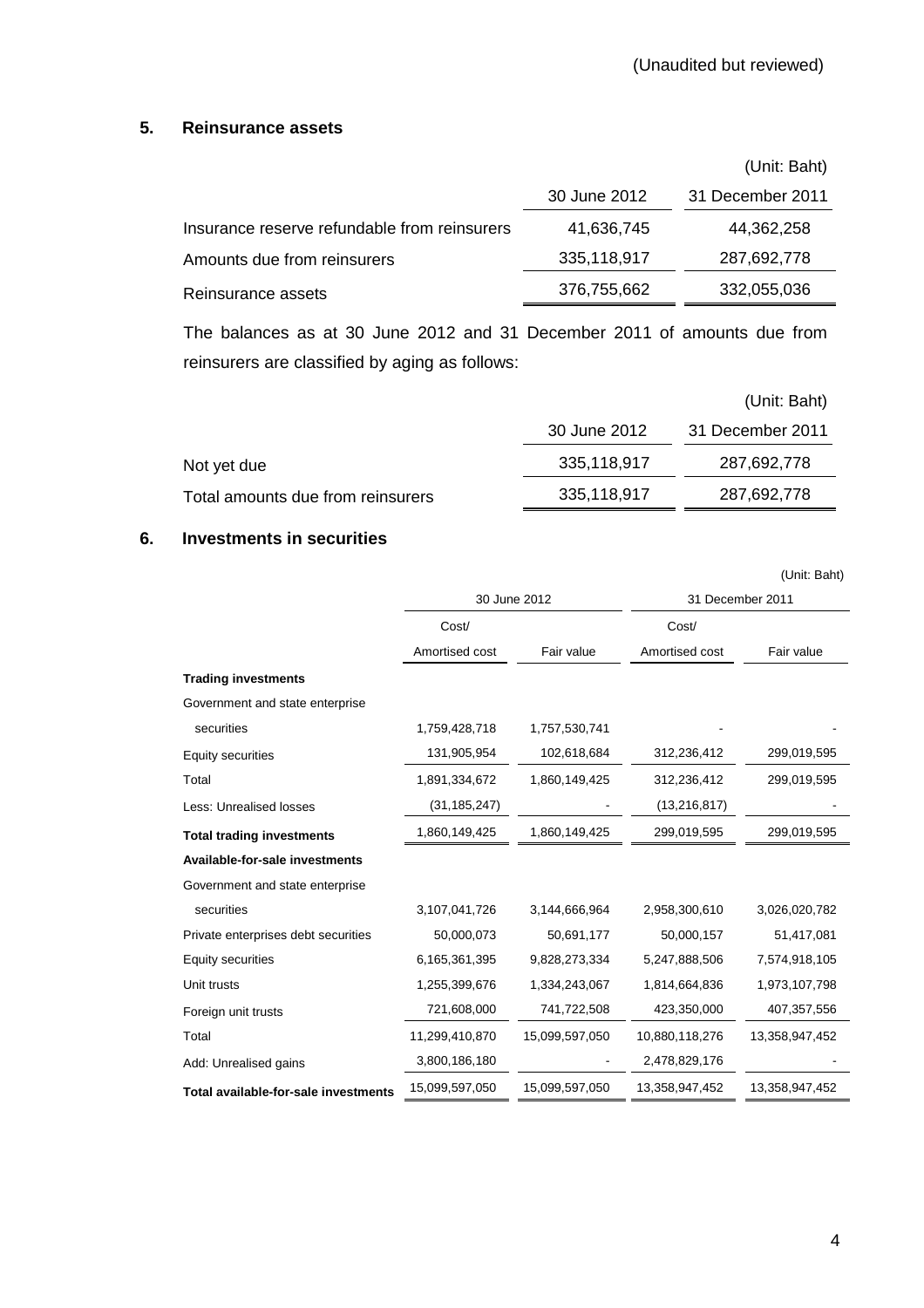(Unaudited but reviewed)

## 5. Reinsurance assets

(Unit: Baht)

| | 30 June 2012 | 31 December 2011 |
|---|---|---|
| Insurance reserve refundable from reinsurers | 41,636,745 | 44,362,258 |
| Amounts due from reinsurers | 335,118,917 | 287,692,778 |
| Reinsurance assets | 376,755,662 | 332,055,036 |

The balances as at 30 June 2012 and 31 December 2011 of amounts due from reinsurers are classified by aging as follows:

(Unit: Baht)

| | 30 June 2012 | 31 December 2011 |
|---|---|---|
| Not yet due | 335,118,917 | 287,692,778 |
| Total amounts due from reinsurers | 335,118,917 | 287,692,778 |

## 6. Investments in securities

(Unit: Baht)

| | 30 June 2012 | | 31 December 2011 | |
|---|---|---|---|---|
| | Cost/ Amortised cost | Fair value | Cost/ Amortised cost | Fair value |
| **Trading investments** | | | | |
| Government and state enterprise securities | 1,759,428,718 | 1,757,530,741 | - | - |
| Equity securities | 131,905,954 | 102,618,684 | 312,236,412 | 299,019,595 |
| Total | 1,891,334,672 | 1,860,149,425 | 312,236,412 | 299,019,595 |
| Less: Unrealised losses | (31,185,247) | - | (13,216,817) | - |
| **Total trading investments** | 1,860,149,425 | 1,860,149,425 | 299,019,595 | 299,019,595 |
| **Available-for-sale investments** | | | | |
| Government and state enterprise securities | 3,107,041,726 | 3,144,666,964 | 2,958,300,610 | 3,026,020,782 |
| Private enterprises debt securities | 50,000,073 | 50,691,177 | 50,000,157 | 51,417,081 |
| Equity securities | 6,165,361,395 | 9,828,273,334 | 5,247,888,506 | 7,574,918,105 |
| Unit trusts | 1,255,399,676 | 1,334,243,067 | 1,814,664,836 | 1,973,107,798 |
| Foreign unit trusts | 721,608,000 | 741,722,508 | 423,350,000 | 407,357,556 |
| Total | 11,299,410,870 | 15,099,597,050 | 10,880,118,276 | 13,358,947,452 |
| Add: Unrealised gains | 3,800,186,180 | - | 2,478,829,176 | - |
| **Total available-for-sale investments** | 15,099,597,050 | 15,099,597,050 | 13,358,947,452 | 13,358,947,452 |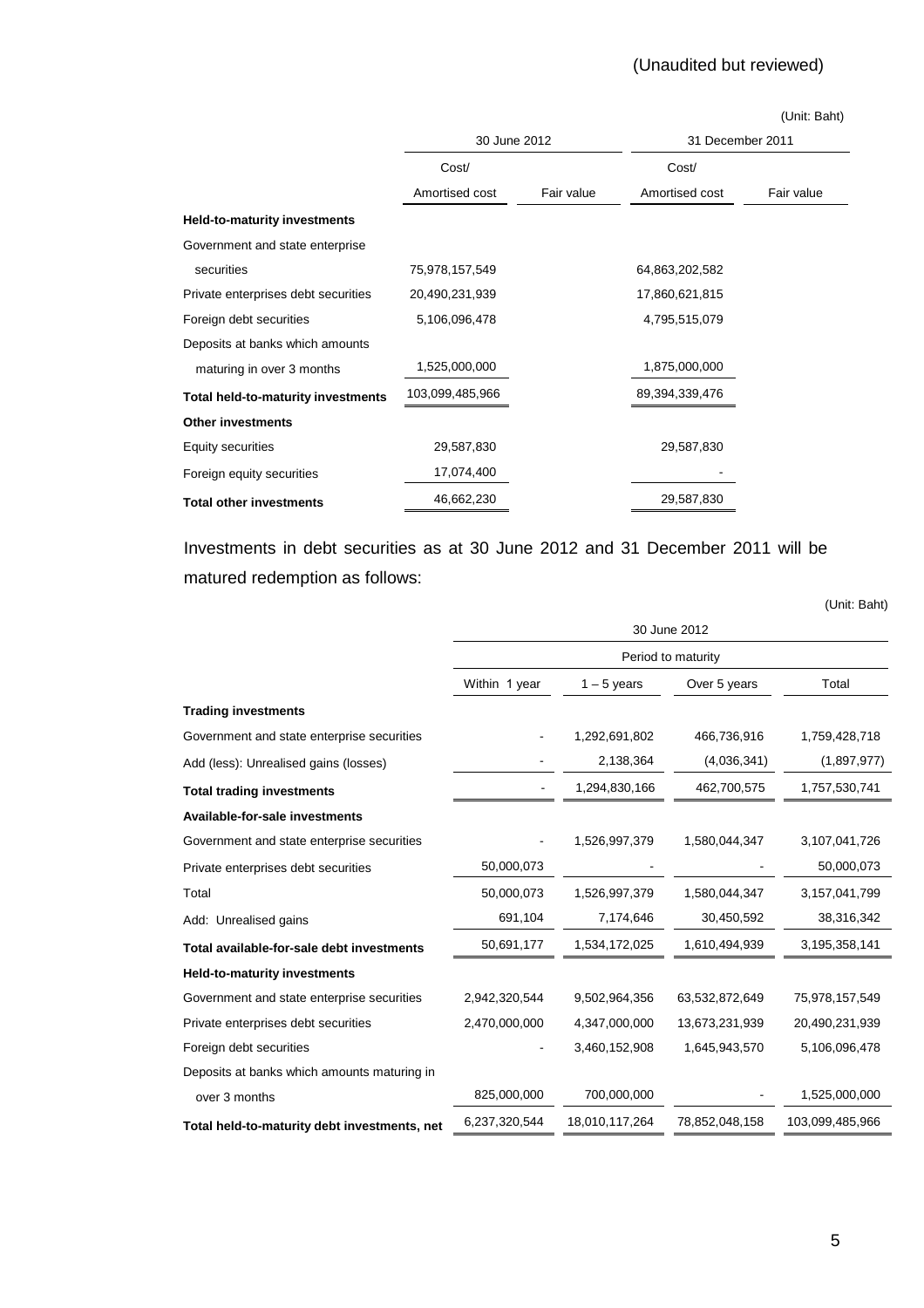(Unaudited but reviewed)

(Unit: Baht)

| | 30 June 2012 | | 31 December 2011 | |
|---|---|---|---|---|
| | Cost/ Amortised cost | Fair value | Cost/ Amortised cost | Fair value |
| **Held-to-maturity investments** | | | | |
| Government and state enterprise securities | 75,978,157,549 | | 64,863,202,582 | |
| Private enterprises debt securities | 20,490,231,939 | | 17,860,621,815 | |
| Foreign debt securities | 5,106,096,478 | | 4,795,515,079 | |
| Deposits at banks which amounts maturing in over 3 months | 1,525,000,000 | | 1,875,000,000 | |
| **Total held-to-maturity investments** | 103,099,485,966 | | 89,394,339,476 | |
| **Other investments** | | | | |
| Equity securities | 29,587,830 | | 29,587,830 | |
| Foreign equity securities | 17,074,400 | | - | |
| **Total other investments** | 46,662,230 | | 29,587,830 | |

Investments in debt securities as at 30 June 2012 and 31 December 2011 will be matured redemption as follows:

(Unit: Baht)

| | 30 June 2012 | | | |
|---|---|---|---|---|
| | Period to maturity | | | |
| | Within 1 year | 1 – 5 years | Over 5 years | Total |
| **Trading investments** | | | | |
| Government and state enterprise securities | - | 1,292,691,802 | 466,736,916 | 1,759,428,718 |
| Add (less): Unrealised gains (losses) | - | 2,138,364 | (4,036,341) | (1,897,977) |
| **Total trading investments** | - | 1,294,830,166 | 462,700,575 | 1,757,530,741 |
| **Available-for-sale investments** | | | | |
| Government and state enterprise securities | - | 1,526,997,379 | 1,580,044,347 | 3,107,041,726 |
| Private enterprises debt securities | 50,000,073 | - | - | 50,000,073 |
| Total | 50,000,073 | 1,526,997,379 | 1,580,044,347 | 3,157,041,799 |
| Add: Unrealised gains | 691,104 | 7,174,646 | 30,450,592 | 38,316,342 |
| **Total available-for-sale debt investments** | 50,691,177 | 1,534,172,025 | 1,610,494,939 | 3,195,358,141 |
| **Held-to-maturity investments** | | | | |
| Government and state enterprise securities | 2,942,320,544 | 9,502,964,356 | 63,532,872,649 | 75,978,157,549 |
| Private enterprises debt securities | 2,470,000,000 | 4,347,000,000 | 13,673,231,939 | 20,490,231,939 |
| Foreign debt securities | - | 3,460,152,908 | 1,645,943,570 | 5,106,096,478 |
| Deposits at banks which amounts maturing in over 3 months | 825,000,000 | 700,000,000 | - | 1,525,000,000 |
| **Total held-to-maturity debt investments, net** | 6,237,320,544 | 18,010,117,264 | 78,852,048,158 | 103,099,485,966 |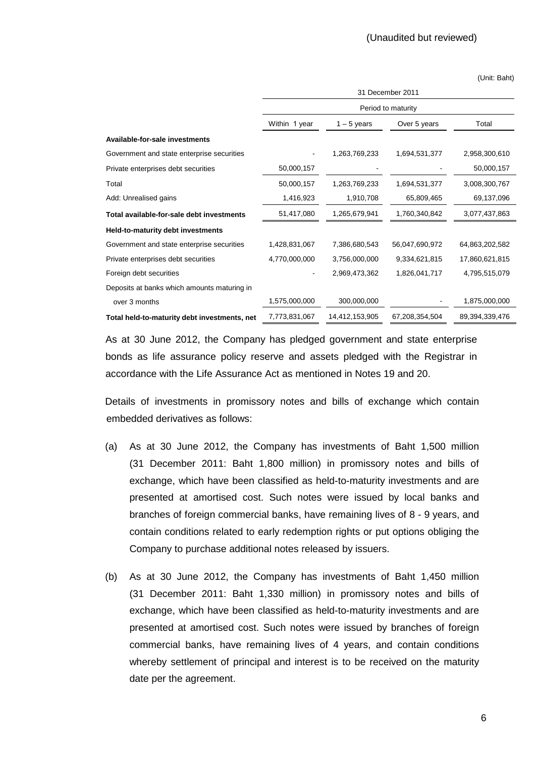(Unaudited but reviewed)

(Unit: Baht)

| | 31 December 2011 | | | |
|---|---|---|---|---|
| | Period to maturity | | | |
| | Within 1 year | 1 – 5 years | Over 5 years | Total |
| **Available-for-sale investments** | | | | |
| Government and state enterprise securities | - | 1,263,769,233 | 1,694,531,377 | 2,958,300,610 |
| Private enterprises debt securities | 50,000,157 | - | - | 50,000,157 |
| Total | 50,000,157 | 1,263,769,233 | 1,694,531,377 | 3,008,300,767 |
| Add: Unrealised gains | 1,416,923 | 1,910,708 | 65,809,465 | 69,137,096 |
| **Total available-for-sale debt investments** | 51,417,080 | 1,265,679,941 | 1,760,340,842 | 3,077,437,863 |
| **Held-to-maturity debt investments** | | | | |
| Government and state enterprise securities | 1,428,831,067 | 7,386,680,543 | 56,047,690,972 | 64,863,202,582 |
| Private enterprises debt securities | 4,770,000,000 | 3,756,000,000 | 9,334,621,815 | 17,860,621,815 |
| Foreign debt securities | - | 2,969,473,362 | 1,826,041,717 | 4,795,515,079 |
| Deposits at banks which amounts maturing in over 3 months | 1,575,000,000 | 300,000,000 | - | 1,875,000,000 |
| **Total held-to-maturity debt investments, net** | 7,773,831,067 | 14,412,153,905 | 67,208,354,504 | 89,394,339,476 |

As at 30 June 2012, the Company has pledged government and state enterprise bonds as life assurance policy reserve and assets pledged with the Registrar in accordance with the Life Assurance Act as mentioned in Notes 19 and 20.

Details of investments in promissory notes and bills of exchange which contain embedded derivatives as follows:

(a) As at 30 June 2012, the Company has investments of Baht 1,500 million (31 December 2011: Baht 1,800 million) in promissory notes and bills of exchange, which have been classified as held-to-maturity investments and are presented at amortised cost. Such notes were issued by local banks and branches of foreign commercial banks, have remaining lives of 8 - 9 years, and contain conditions related to early redemption rights or put options obliging the Company to purchase additional notes released by issuers.

(b) As at 30 June 2012, the Company has investments of Baht 1,450 million (31 December 2011: Baht 1,330 million) in promissory notes and bills of exchange, which have been classified as held-to-maturity investments and are presented at amortised cost. Such notes were issued by branches of foreign commercial banks, have remaining lives of 4 years, and contain conditions whereby settlement of principal and interest is to be received on the maturity date per the agreement.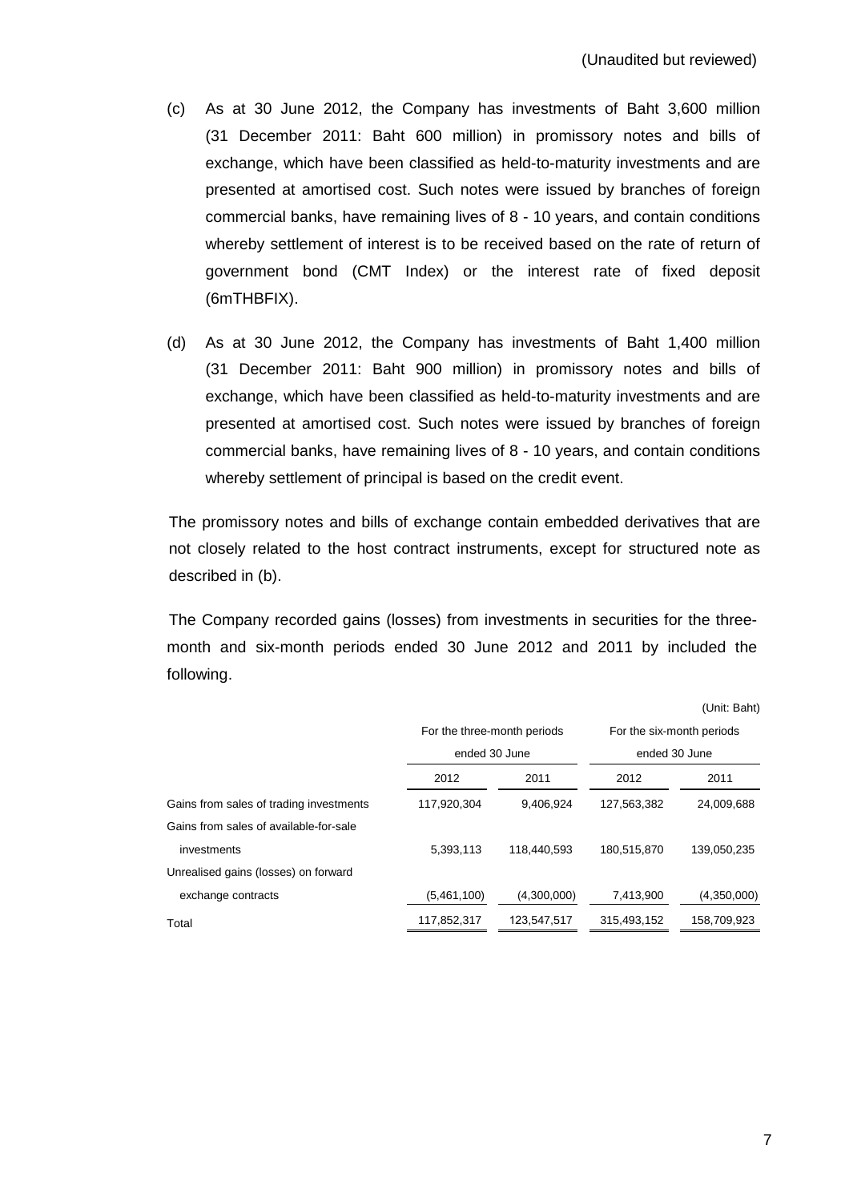(Unaudited but reviewed)

(c) As at 30 June 2012, the Company has investments of Baht 3,600 million (31 December 2011: Baht 600 million) in promissory notes and bills of exchange, which have been classified as held-to-maturity investments and are presented at amortised cost. Such notes were issued by branches of foreign commercial banks, have remaining lives of 8 - 10 years, and contain conditions whereby settlement of interest is to be received based on the rate of return of government bond (CMT Index) or the interest rate of fixed deposit (6mTHBFIX).

(d) As at 30 June 2012, the Company has investments of Baht 1,400 million (31 December 2011: Baht 900 million) in promissory notes and bills of exchange, which have been classified as held-to-maturity investments and are presented at amortised cost. Such notes were issued by branches of foreign commercial banks, have remaining lives of 8 - 10 years, and contain conditions whereby settlement of principal is based on the credit event.

The promissory notes and bills of exchange contain embedded derivatives that are not closely related to the host contract instruments, except for structured note as described in (b).

The Company recorded gains (losses) from investments in securities for the three-month and six-month periods ended 30 June 2012 and 2011 by included the following.

(Unit: Baht)

| | For the three-month periods ended 30 June | | For the six-month periods ended 30 June | |
|---|---|---|---|---|
| | 2012 | 2011 | 2012 | 2011 |
| Gains from sales of trading investments | 117,920,304 | 9,406,924 | 127,563,382 | 24,009,688 |
| Gains from sales of available-for-sale investments | 5,393,113 | 118,440,593 | 180,515,870 | 139,050,235 |
| Unrealised gains (losses) on forward exchange contracts | (5,461,100) | (4,300,000) | 7,413,900 | (4,350,000) |
| Total | 117,852,317 | 123,547,517 | 315,493,152 | 158,709,923 |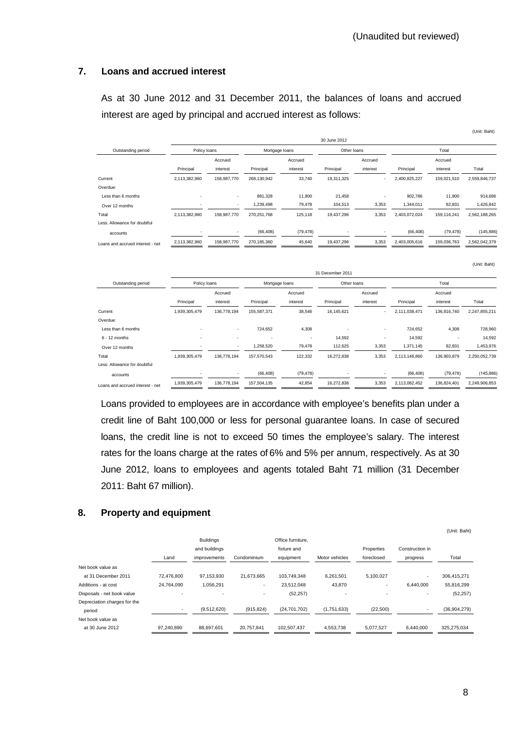(Unaudited but reviewed)

## 7. Loans and accrued interest

As at 30 June 2012 and 31 December 2011, the balances of loans and accrued interest are aged by principal and accrued interest as follows:

(Unit: Baht)

| | 30 June 2012 | | | | | | | | |
|---|---|---|---|---|---|---|---|---|---|
| Outstanding period | Policy loans | | Mortgage loans | | Other loans | | Total | | |
| | Principal | Accrued interest | Principal | Accrued interest | Principal | Accrued interest | Principal | Accrued interest | Total |
| Current | 2,113,382,960 | 158,987,770 | 268,130,942 | 33,740 | 19,311,325 | - | 2,400,825,227 | 159,021,510 | 2,559,846,737 |
| Overdue: | | | | | | | | | |
| Less than 6 months | - | - | 881,328 | 11,900 | 21,458 | - | 902,786 | 11,900 | 914,686 |
| Over 12 months | - | - | 1,239,498 | 79,478 | 104,513 | 3,353 | 1,344,011 | 82,831 | 1,426,842 |
| Total | 2,113,382,960 | 158,987,770 | 270,251,768 | 125,118 | 19,437,296 | 3,353 | 2,403,072,024 | 159,116,241 | 2,562,188,265 |
| Less: Allowance for doubtful accounts | - | - | (66,408) | (79,478) | - | - | (66,408) | (79,478) | (145,886) |
| Loans and accrued interest - net | 2,113,382,960 | 158,987,770 | 270,185,360 | 45,640 | 19,437,296 | 3,353 | 2,403,005,616 | 159,036,763 | 2,562,042,379 |

(Unit: Baht)

| | 31 December 2011 | | | | | | | | |
|---|---|---|---|---|---|---|---|---|---|
| Outstanding period | Policy loans | | Mortgage loans | | Other loans | | Total | | |
| | Principal | Accrued interest | Principal | Accrued interest | Principal | Accrued interest | Principal | Accrued interest | Total |
| Current | 1,939,305,479 | 136,778,194 | 155,587,371 | 38,546 | 16,145,621 | - | 2,111,038,471 | 136,816,740 | 2,247,855,211 |
| Overdue: | | | | | | | | | |
| Less than 6 months | - | - | 724,652 | 4,308 | - | - | 724,652 | 4,308 | 728,960 |
| 6 - 12 months | - | - | - | - | 14,592 | - | 14,592 | - | 14,592 |
| Over 12 months | - | - | 1,258,520 | 79,478 | 112,625 | 3,353 | 1,371,145 | 82,831 | 1,453,976 |
| Total | 1,939,305,479 | 136,778,194 | 157,570,543 | 122,332 | 16,272,838 | 3,353 | 2,113,148,860 | 136,903,879 | 2,250,052,739 |
| Less: Allowance for doubtful accounts | - | - | (66,408) | (79,478) | - | - | (66,408) | (79,478) | (145,886) |
| Loans and accrued interest - net | 1,939,305,479 | 136,778,194 | 157,504,135 | 42,854 | 16,272,838 | 3,353 | 2,113,082,452 | 136,824,401 | 2,249,906,853 |

Loans provided to employees are in accordance with employee's benefits plan under a credit line of Baht 100,000 or less for personal guarantee loans. In case of secured loans, the credit line is not to exceed 50 times the employee's salary. The interest rates for the loans charge at the rates of 6% and 5% per annum, respectively. As at 30 June 2012, loans to employees and agents totaled Baht 71 million (31 December 2011: Baht 67 million).

## 8. Property and equipment

(Unit: Baht)

| | Land | Buildings and buildings improvements | Condominium | Office furniture, fixture and equipment | Motor vehicles | Properties foreclosed | Construction in progress | Total |
|---|---|---|---|---|---|---|---|---|
| Net book value as at 31 December 2011 | 72,476,800 | 97,153,930 | 21,673,665 | 103,749,348 | 6,261,501 | 5,100,027 | - | 306,415,271 |
| Additions - at cost | 24,764,090 | 1,056,291 | - | 23,512,048 | 43,870 | - | 6,440,000 | 55,816,299 |
| Disposals - net book value | - | - | - | (52,257) | - | - | - | (52,257) |
| Depreciation charges for the period | - | (9,512,620) | (915,824) | (24,701,702) | (1,751,633) | (22,500) | - | (36,904,279) |
| Net book value as at 30 June 2012 | 97,240,890 | 88,697,601 | 20,757,841 | 102,507,437 | 4,553,738 | 5,077,527 | 6,440,000 | 325,275,034 |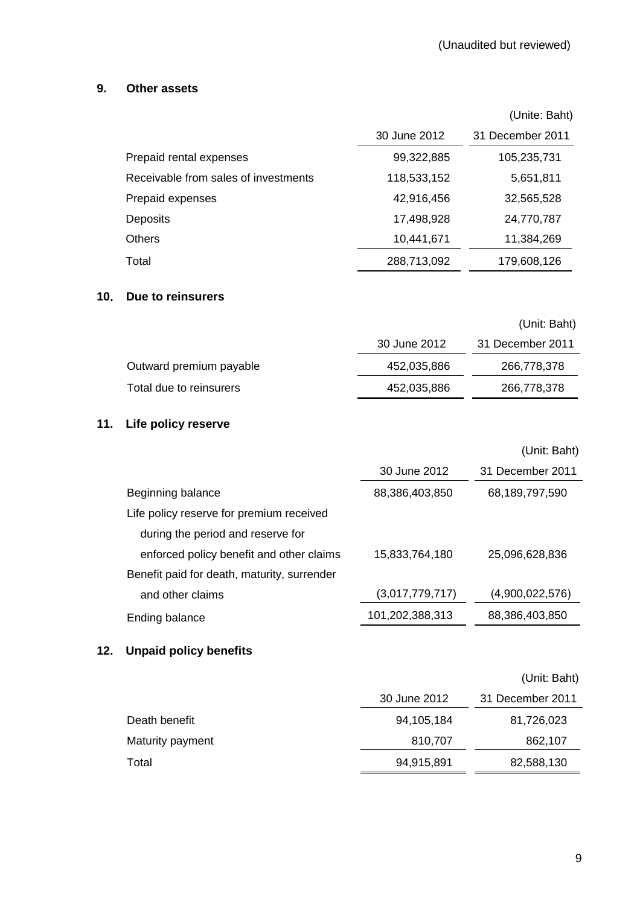(Unaudited but reviewed)

## 9. Other assets

(Unite: Baht)

| | 30 June 2012 | 31 December 2011 |
|---|---|---|
| Prepaid rental expenses | 99,322,885 | 105,235,731 |
| Receivable from sales of investments | 118,533,152 | 5,651,811 |
| Prepaid expenses | 42,916,456 | 32,565,528 |
| Deposits | 17,498,928 | 24,770,787 |
| Others | 10,441,671 | 11,384,269 |
| Total | 288,713,092 | 179,608,126 |

## 10. Due to reinsurers

(Unit: Baht)

| | 30 June 2012 | 31 December 2011 |
|---|---|---|
| Outward premium payable | 452,035,886 | 266,778,378 |
| Total due to reinsurers | 452,035,886 | 266,778,378 |

## 11. Life policy reserve

(Unit: Baht)

| | 30 June 2012 | 31 December 2011 |
|---|---|---|
| Beginning balance | 88,386,403,850 | 68,189,797,590 |
| Life policy reserve for premium received during the period and reserve for enforced policy benefit and other claims | 15,833,764,180 | 25,096,628,836 |
| Benefit paid for death, maturity, surrender and other claims | (3,017,779,717) | (4,900,022,576) |
| Ending balance | 101,202,388,313 | 88,386,403,850 |

## 12. Unpaid policy benefits

(Unit: Baht)

| | 30 June 2012 | 31 December 2011 |
|---|---|---|
| Death benefit | 94,105,184 | 81,726,023 |
| Maturity payment | 810,707 | 862,107 |
| Total | 94,915,891 | 82,588,130 |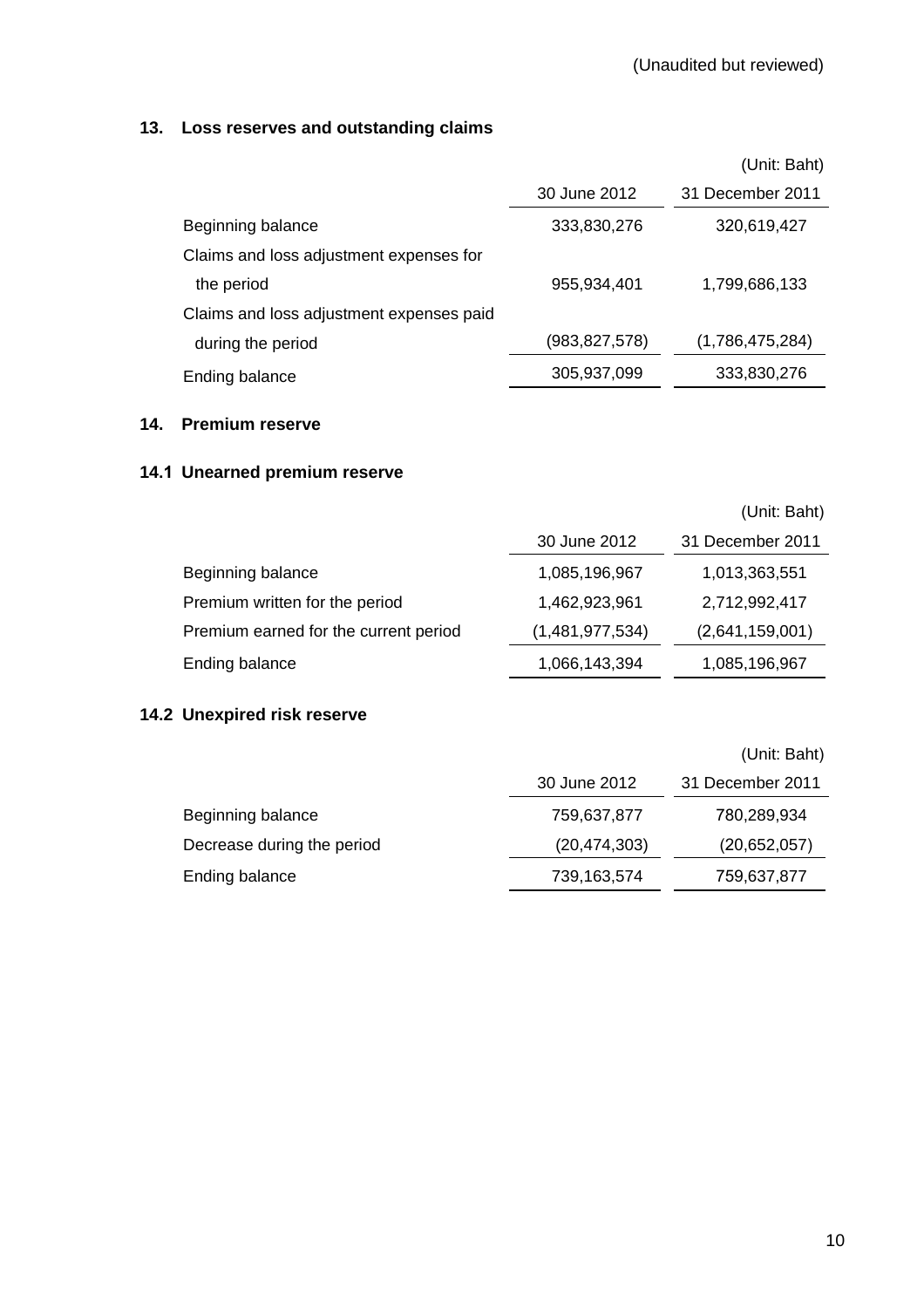(Unaudited but reviewed)

## 13. Loss reserves and outstanding claims

(Unit: Baht)

| | 30 June 2012 | 31 December 2011 |
|---|---|---|
| Beginning balance | 333,830,276 | 320,619,427 |
| Claims and loss adjustment expenses for the period | 955,934,401 | 1,799,686,133 |
| Claims and loss adjustment expenses paid during the period | (983,827,578) | (1,786,475,284) |
| Ending balance | 305,937,099 | 333,830,276 |

## 14. Premium reserve

### 14.1 Unearned premium reserve

(Unit: Baht)

| | 30 June 2012 | 31 December 2011 |
|---|---|---|
| Beginning balance | 1,085,196,967 | 1,013,363,551 |
| Premium written for the period | 1,462,923,961 | 2,712,992,417 |
| Premium earned for the current period | (1,481,977,534) | (2,641,159,001) |
| Ending balance | 1,066,143,394 | 1,085,196,967 |

### 14.2 Unexpired risk reserve

(Unit: Baht)

| | 30 June 2012 | 31 December 2011 |
|---|---|---|
| Beginning balance | 759,637,877 | 780,289,934 |
| Decrease during the period | (20,474,303) | (20,652,057) |
| Ending balance | 739,163,574 | 759,637,877 |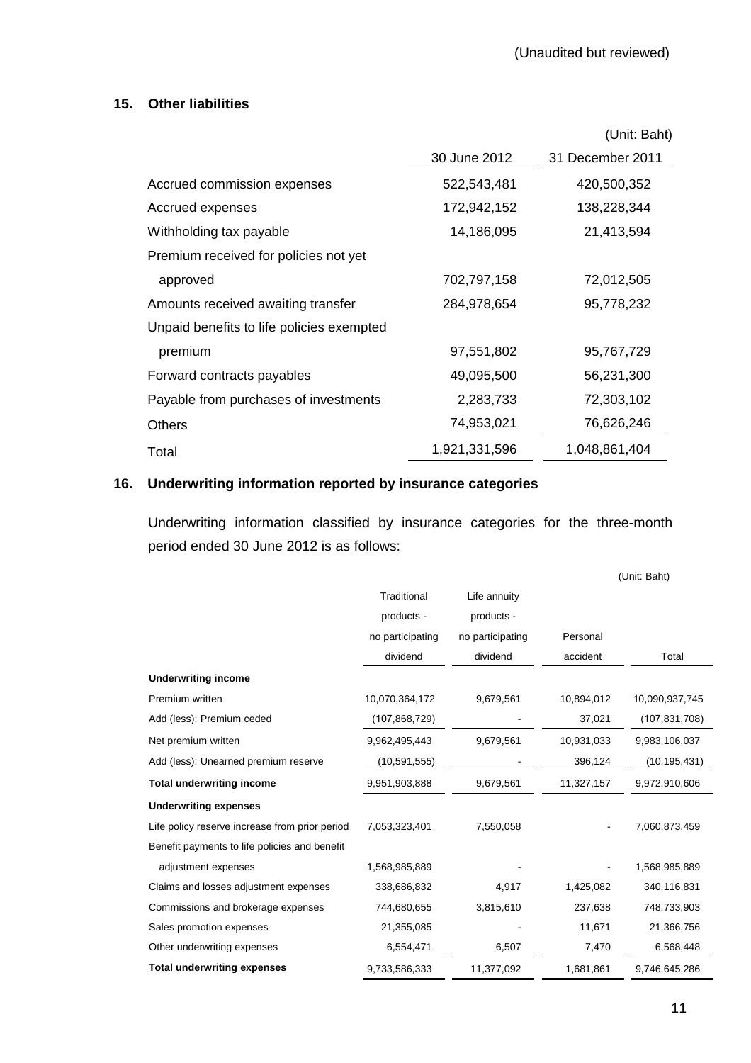(Unaudited but reviewed)

## 15. Other liabilities

(Unit: Baht)

| | 30 June 2012 | 31 December 2011 |
|---|---|---|
| Accrued commission expenses | 522,543,481 | 420,500,352 |
| Accrued expenses | 172,942,152 | 138,228,344 |
| Withholding tax payable | 14,186,095 | 21,413,594 |
| Premium received for policies not yet approved | 702,797,158 | 72,012,505 |
| Amounts received awaiting transfer | 284,978,654 | 95,778,232 |
| Unpaid benefits to life policies exempted premium | 97,551,802 | 95,767,729 |
| Forward contracts payables | 49,095,500 | 56,231,300 |
| Payable from purchases of investments | 2,283,733 | 72,303,102 |
| Others | 74,953,021 | 76,626,246 |
| Total | 1,921,331,596 | 1,048,861,404 |

## 16. Underwriting information reported by insurance categories

Underwriting information classified by insurance categories for the three-month period ended 30 June 2012 is as follows:

(Unit: Baht)

| | Traditional products - no participating dividend | Life annuity products - no participating dividend | Personal accident | Total |
|---|---|---|---|---|
| **Underwriting income** | | | | |
| Premium written | 10,070,364,172 | 9,679,561 | 10,894,012 | 10,090,937,745 |
| Add (less): Premium ceded | (107,868,729) | - | 37,021 | (107,831,708) |
| Net premium written | 9,962,495,443 | 9,679,561 | 10,931,033 | 9,983,106,037 |
| Add (less): Unearned premium reserve | (10,591,555) | - | 396,124 | (10,195,431) |
| **Total underwriting income** | 9,951,903,888 | 9,679,561 | 11,327,157 | 9,972,910,606 |
| **Underwriting expenses** | | | | |
| Life policy reserve increase from prior period | 7,053,323,401 | 7,550,058 | - | 7,060,873,459 |
| Benefit payments to life policies and benefit adjustment expenses | 1,568,985,889 | - | - | 1,568,985,889 |
| Claims and losses adjustment expenses | 338,686,832 | 4,917 | 1,425,082 | 340,116,831 |
| Commissions and brokerage expenses | 744,680,655 | 3,815,610 | 237,638 | 748,733,903 |
| Sales promotion expenses | 21,355,085 | - | 11,671 | 21,366,756 |
| Other underwriting expenses | 6,554,471 | 6,507 | 7,470 | 6,568,448 |
| **Total underwriting expenses** | 9,733,586,333 | 11,377,092 | 1,681,861 | 9,746,645,286 |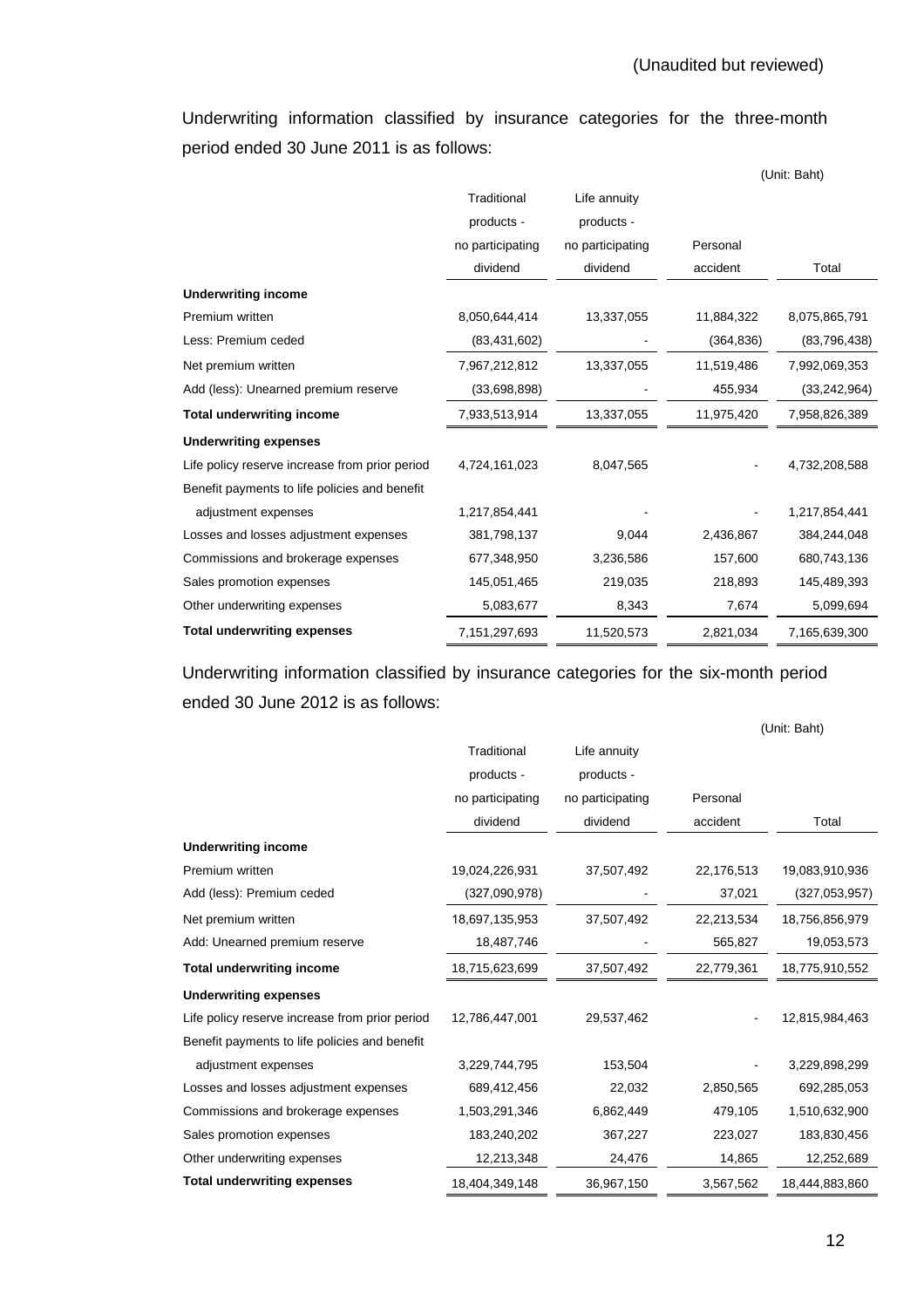(Unaudited but reviewed)

Underwriting information classified by insurance categories for the three-month period ended 30 June 2011 is as follows:

(Unit: Baht)

| | Traditional products - no participating dividend | Life annuity products - no participating dividend | Personal accident | Total |
|---|---|---|---|---|
| **Underwriting income** | | | | |
| Premium written | 8,050,644,414 | 13,337,055 | 11,884,322 | 8,075,865,791 |
| Less: Premium ceded | (83,431,602) | - | (364,836) | (83,796,438) |
| Net premium written | 7,967,212,812 | 13,337,055 | 11,519,486 | 7,992,069,353 |
| Add (less): Unearned premium reserve | (33,698,898) | - | 455,934 | (33,242,964) |
| **Total underwriting income** | 7,933,513,914 | 13,337,055 | 11,975,420 | 7,958,826,389 |
| **Underwriting expenses** | | | | |
| Life policy reserve increase from prior period | 4,724,161,023 | 8,047,565 | - | 4,732,208,588 |
| Benefit payments to life policies and benefit adjustment expenses | 1,217,854,441 | - | - | 1,217,854,441 |
| Losses and losses adjustment expenses | 381,798,137 | 9,044 | 2,436,867 | 384,244,048 |
| Commissions and brokerage expenses | 677,348,950 | 3,236,586 | 157,600 | 680,743,136 |
| Sales promotion expenses | 145,051,465 | 219,035 | 218,893 | 145,489,393 |
| Other underwriting expenses | 5,083,677 | 8,343 | 7,674 | 5,099,694 |
| **Total underwriting expenses** | 7,151,297,693 | 11,520,573 | 2,821,034 | 7,165,639,300 |

Underwriting information classified by insurance categories for the six-month period ended 30 June 2012 is as follows:

(Unit: Baht)

| | Traditional products - no participating dividend | Life annuity products - no participating dividend | Personal accident | Total |
|---|---|---|---|---|
| **Underwriting income** | | | | |
| Premium written | 19,024,226,931 | 37,507,492 | 22,176,513 | 19,083,910,936 |
| Add (less): Premium ceded | (327,090,978) | - | 37,021 | (327,053,957) |
| Net premium written | 18,697,135,953 | 37,507,492 | 22,213,534 | 18,756,856,979 |
| Add: Unearned premium reserve | 18,487,746 | - | 565,827 | 19,053,573 |
| **Total underwriting income** | 18,715,623,699 | 37,507,492 | 22,779,361 | 18,775,910,552 |
| **Underwriting expenses** | | | | |
| Life policy reserve increase from prior period | 12,786,447,001 | 29,537,462 | - | 12,815,984,463 |
| Benefit payments to life policies and benefit adjustment expenses | 3,229,744,795 | 153,504 | - | 3,229,898,299 |
| Losses and losses adjustment expenses | 689,412,456 | 22,032 | 2,850,565 | 692,285,053 |
| Commissions and brokerage expenses | 1,503,291,346 | 6,862,449 | 479,105 | 1,510,632,900 |
| Sales promotion expenses | 183,240,202 | 367,227 | 223,027 | 183,830,456 |
| Other underwriting expenses | 12,213,348 | 24,476 | 14,865 | 12,252,689 |
| **Total underwriting expenses** | 18,404,349,148 | 36,967,150 | 3,567,562 | 18,444,883,860 |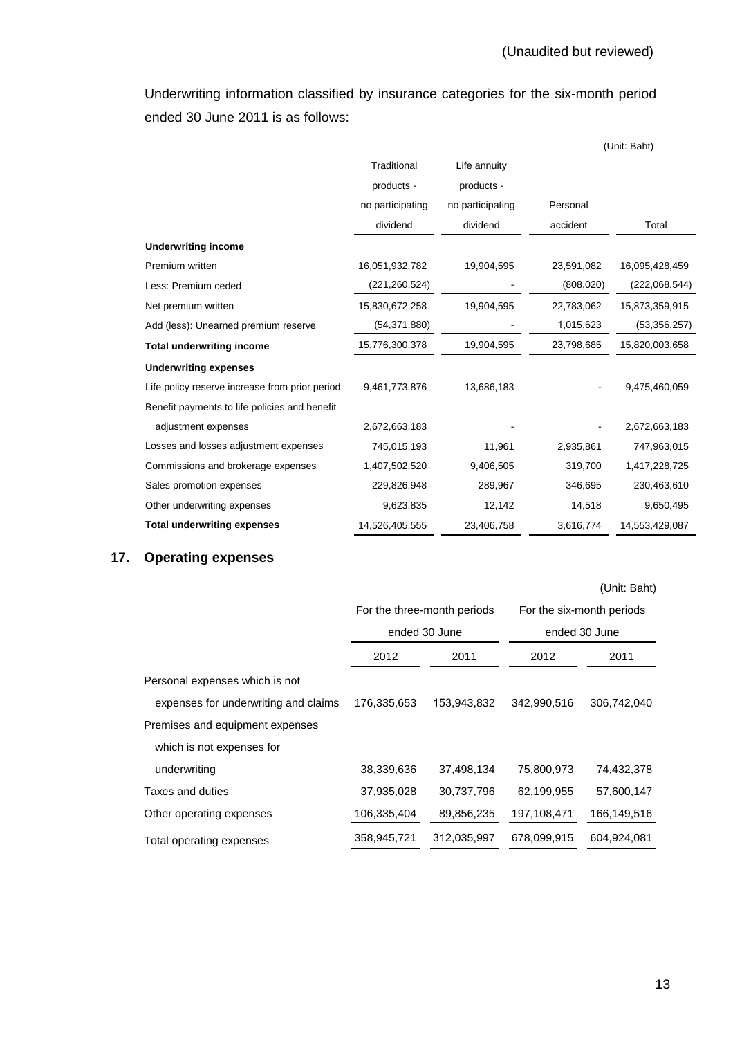(Unaudited but reviewed)

Underwriting information classified by insurance categories for the six-month period ended 30 June 2011 is as follows:

(Unit: Baht)

| | Traditional products - no participating dividend | Life annuity products - no participating dividend | Personal accident | Total |
|---|---|---|---|---|
| **Underwriting income** | | | | |
| Premium written | 16,051,932,782 | 19,904,595 | 23,591,082 | 16,095,428,459 |
| Less: Premium ceded | (221,260,524) | - | (808,020) | (222,068,544) |
| Net premium written | 15,830,672,258 | 19,904,595 | 22,783,062 | 15,873,359,915 |
| Add (less): Unearned premium reserve | (54,371,880) | - | 1,015,623 | (53,356,257) |
| **Total underwriting income** | 15,776,300,378 | 19,904,595 | 23,798,685 | 15,820,003,658 |
| **Underwriting expenses** | | | | |
| Life policy reserve increase from prior period | 9,461,773,876 | 13,686,183 | - | 9,475,460,059 |
| Benefit payments to life policies and benefit adjustment expenses | 2,672,663,183 | - | - | 2,672,663,183 |
| Losses and losses adjustment expenses | 745,015,193 | 11,961 | 2,935,861 | 747,963,015 |
| Commissions and brokerage expenses | 1,407,502,520 | 9,406,505 | 319,700 | 1,417,228,725 |
| Sales promotion expenses | 229,826,948 | 289,967 | 346,695 | 230,463,610 |
| Other underwriting expenses | 9,623,835 | 12,142 | 14,518 | 9,650,495 |
| **Total underwriting expenses** | 14,526,405,555 | 23,406,758 | 3,616,774 | 14,553,429,087 |

## 17. Operating expenses

(Unit: Baht)

| | For the three-month periods ended 30 June | | For the six-month periods ended 30 June | |
|---|---|---|---|---|
| | 2012 | 2011 | 2012 | 2011 |
| Personal expenses which is not expenses for underwriting and claims | 176,335,653 | 153,943,832 | 342,990,516 | 306,742,040 |
| Premises and equipment expenses which is not expenses for underwriting | 38,339,636 | 37,498,134 | 75,800,973 | 74,432,378 |
| Taxes and duties | 37,935,028 | 30,737,796 | 62,199,955 | 57,600,147 |
| Other operating expenses | 106,335,404 | 89,856,235 | 197,108,471 | 166,149,516 |
| Total operating expenses | 358,945,721 | 312,035,997 | 678,099,915 | 604,924,081 |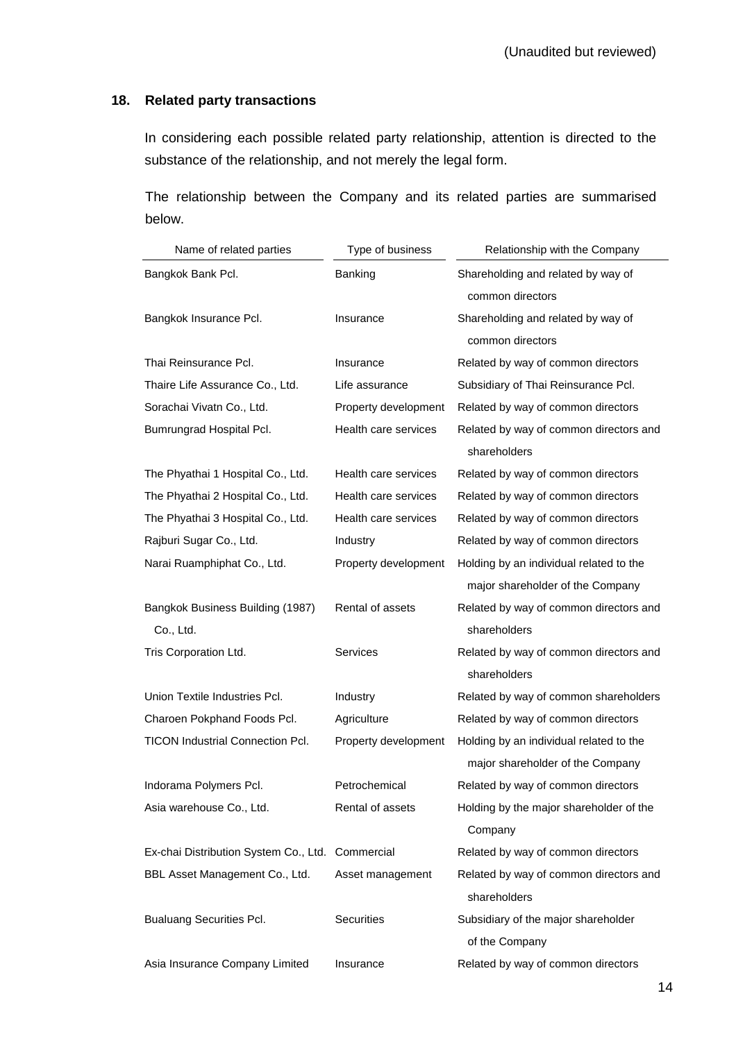(Unaudited but reviewed)

## 18. Related party transactions

In considering each possible related party relationship, attention is directed to the substance of the relationship, and not merely the legal form.

The relationship between the Company and its related parties are summarised below.

| Name of related parties | Type of business | Relationship with the Company |
|---|---|---|
| Bangkok Bank Pcl. | Banking | Shareholding and related by way of common directors |
| Bangkok Insurance Pcl. | Insurance | Shareholding and related by way of common directors |
| Thai Reinsurance Pcl. | Insurance | Related by way of common directors |
| Thaire Life Assurance Co., Ltd. | Life assurance | Subsidiary of Thai Reinsurance Pcl. |
| Sorachai Vivatn Co., Ltd. | Property development | Related by way of common directors |
| Bumrungrad Hospital Pcl. | Health care services | Related by way of common directors and shareholders |
| The Phyathai 1 Hospital Co., Ltd. | Health care services | Related by way of common directors |
| The Phyathai 2 Hospital Co., Ltd. | Health care services | Related by way of common directors |
| The Phyathai 3 Hospital Co., Ltd. | Health care services | Related by way of common directors |
| Rajburi Sugar Co., Ltd. | Industry | Related by way of common directors |
| Narai Ruamphiphat Co., Ltd. | Property development | Holding by an individual related to the major shareholder of the Company |
| Bangkok Business Building (1987) Co., Ltd. | Rental of assets | Related by way of common directors and shareholders |
| Tris Corporation Ltd. | Services | Related by way of common directors and shareholders |
| Union Textile Industries Pcl. | Industry | Related by way of common shareholders |
| Charoen Pokphand Foods Pcl. | Agriculture | Related by way of common directors |
| TICON Industrial Connection Pcl. | Property development | Holding by an individual related to the major shareholder of the Company |
| Indorama Polymers Pcl. | Petrochemical | Related by way of common directors |
| Asia warehouse Co., Ltd. | Rental of assets | Holding by the major shareholder of the Company |
| Ex-chai Distribution System Co., Ltd. | Commercial | Related by way of common directors |
| BBL Asset Management Co., Ltd. | Asset management | Related by way of common directors and shareholders |
| Bualuang Securities Pcl. | Securities | Subsidiary of the major shareholder of the Company |
| Asia Insurance Company Limited | Insurance | Related by way of common directors |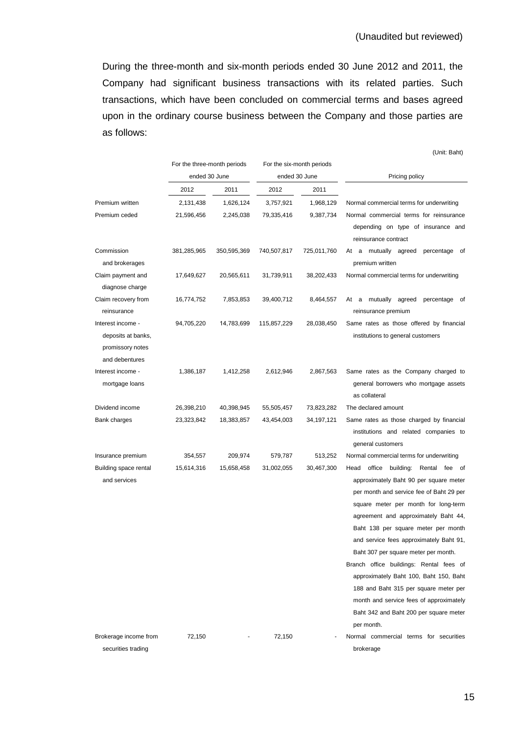(Unaudited but reviewed)

During the three-month and six-month periods ended 30 June 2012 and 2011, the Company had significant business transactions with its related parties. Such transactions, which have been concluded on commercial terms and bases agreed upon in the ordinary course business between the Company and those parties are as follows:

(Unit: Baht)

| | For the three-month periods ended 30 June | | For the six-month periods ended 30 June | | Pricing policy |
|---|---|---|---|---|---|
| | 2012 | 2011 | 2012 | 2011 | |
| Premium written | 2,131,438 | 1,626,124 | 3,757,921 | 1,968,129 | Normal commercial terms for underwriting |
| Premium ceded | 21,596,456 | 2,245,038 | 79,335,416 | 9,387,734 | Normal commercial terms for reinsurance depending on type of insurance and reinsurance contract |
| Commission and brokerages | 381,285,965 | 350,595,369 | 740,507,817 | 725,011,760 | At a mutually agreed percentage of premium written |
| Claim payment and diagnose charge | 17,649,627 | 20,565,611 | 31,739,911 | 38,202,433 | Normal commercial terms for underwriting |
| Claim recovery from reinsurance | 16,774,752 | 7,853,853 | 39,400,712 | 8,464,557 | At a mutually agreed percentage of reinsurance premium |
| Interest income - deposits at banks, promissory notes and debentures | 94,705,220 | 14,783,699 | 115,857,229 | 28,038,450 | Same rates as those offered by financial institutions to general customers |
| Interest income - mortgage loans | 1,386,187 | 1,412,258 | 2,612,946 | 2,867,563 | Same rates as the Company charged to general borrowers who mortgage assets as collateral |
| Dividend income | 26,398,210 | 40,398,945 | 55,505,457 | 73,823,282 | The declared amount |
| Bank charges | 23,323,842 | 18,383,857 | 43,454,003 | 34,197,121 | Same rates as those charged by financial institutions and related companies to general customers |
| Insurance premium | 354,557 | 209,974 | 579,787 | 513,252 | Normal commercial terms for underwriting |
| Building space rental and services | 15,614,316 | 15,658,458 | 31,002,055 | 30,467,300 | Head office building: Rental fee of approximately Baht 90 per square meter per month and service fee of Baht 29 per square meter per month for long-term agreement and approximately Baht 44, Baht 138 per square meter per month and service fees approximately Baht 91, Baht 307 per square meter per month. Branch office buildings: Rental fees of approximately Baht 100, Baht 150, Baht 188 and Baht 315 per square meter per month and service fees of approximately Baht 342 and Baht 200 per square meter per month. |
| Brokerage income from securities trading | 72,150 | - | 72,150 | - | Normal commercial terms for securities brokerage |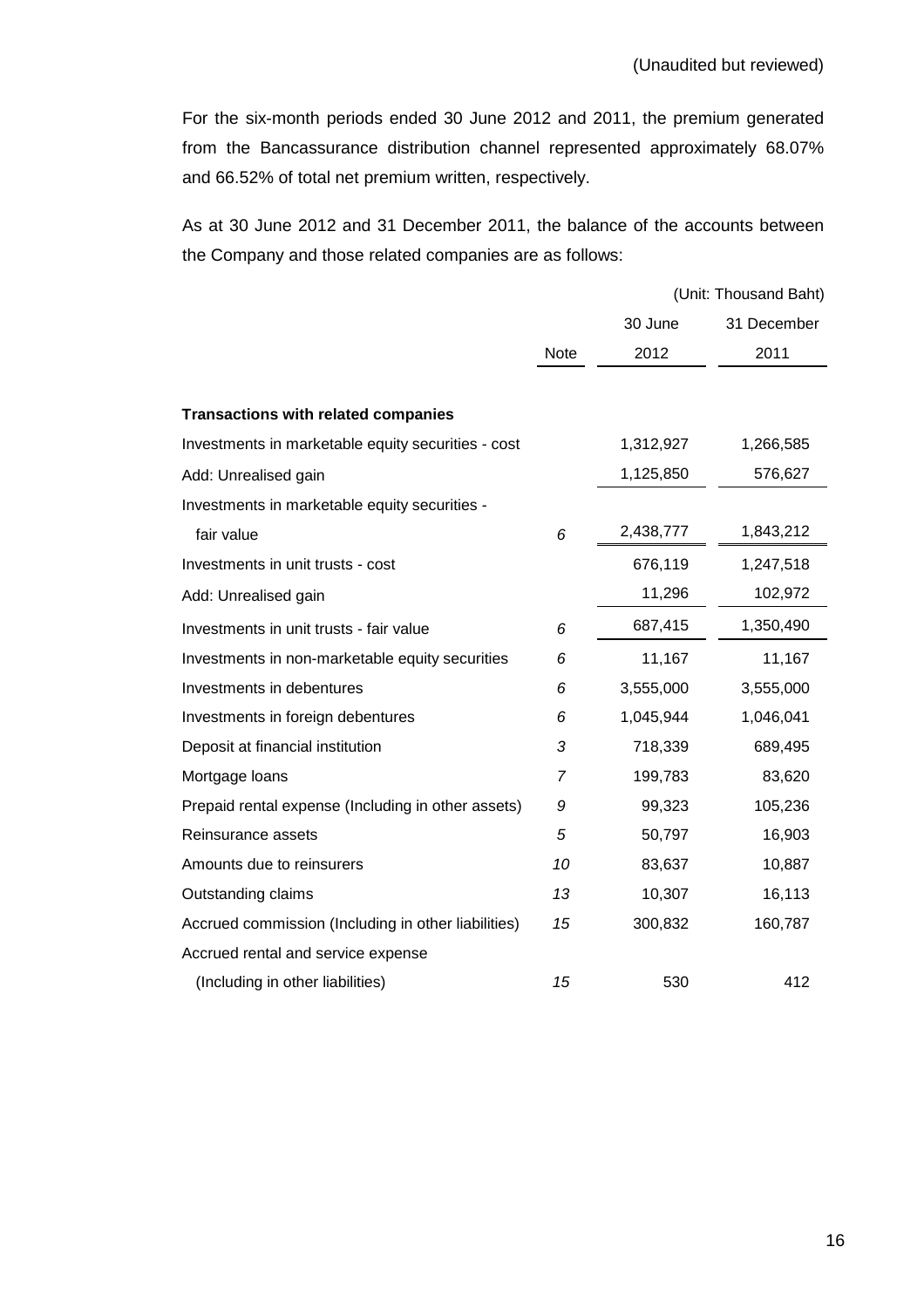(Unaudited but reviewed)

For the six-month periods ended 30 June 2012 and 2011, the premium generated from the Bancassurance distribution channel represented approximately 68.07% and 66.52% of total net premium written, respectively.

As at 30 June 2012 and 31 December 2011, the balance of the accounts between the Company and those related companies are as follows:

(Unit: Thousand Baht)

| | Note | 30 June 2012 | 31 December 2011 |
|---|---|---|---|
| **Transactions with related companies** | | | |
| Investments in marketable equity securities - cost | | 1,312,927 | 1,266,585 |
| Add: Unrealised gain | | 1,125,850 | 576,627 |
| Investments in marketable equity securities - fair value | *6* | 2,438,777 | 1,843,212 |
| Investments in unit trusts - cost | | 676,119 | 1,247,518 |
| Add: Unrealised gain | | 11,296 | 102,972 |
| Investments in unit trusts - fair value | *6* | 687,415 | 1,350,490 |
| Investments in non-marketable equity securities | *6* | 11,167 | 11,167 |
| Investments in debentures | *6* | 3,555,000 | 3,555,000 |
| Investments in foreign debentures | *6* | 1,045,944 | 1,046,041 |
| Deposit at financial institution | *3* | 718,339 | 689,495 |
| Mortgage loans | *7* | 199,783 | 83,620 |
| Prepaid rental expense (Including in other assets) | *9* | 99,323 | 105,236 |
| Reinsurance assets | *5* | 50,797 | 16,903 |
| Amounts due to reinsurers | *10* | 83,637 | 10,887 |
| Outstanding claims | *13* | 10,307 | 16,113 |
| Accrued commission (Including in other liabilities) | *15* | 300,832 | 160,787 |
| Accrued rental and service expense (Including in other liabilities) | *15* | 530 | 412 |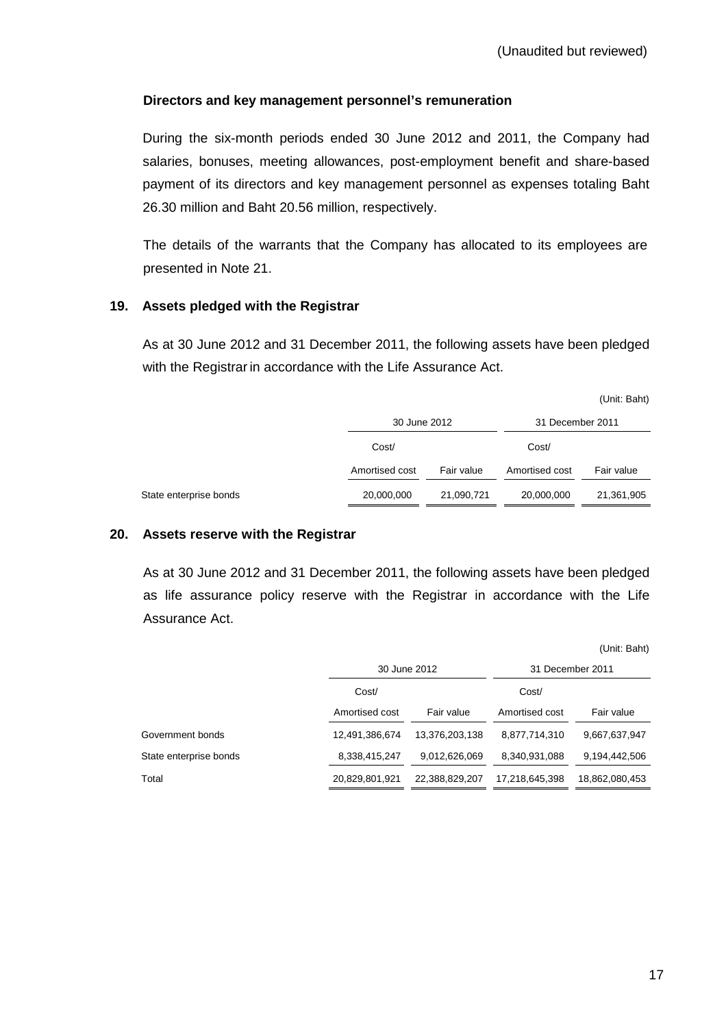(Unaudited but reviewed)

**Directors and key management personnel's remuneration**

During the six-month periods ended 30 June 2012 and 2011, the Company had salaries, bonuses, meeting allowances, post-employment benefit and share-based payment of its directors and key management personnel as expenses totaling Baht 26.30 million and Baht 20.56 million, respectively.

The details of the warrants that the Company has allocated to its employees are presented in Note 21.

## 19. Assets pledged with the Registrar

As at 30 June 2012 and 31 December 2011, the following assets have been pledged with the Registrar in accordance with the Life Assurance Act.

(Unit: Baht)

| | 30 June 2012 | | 31 December 2011 | |
|---|---|---|---|---|
| | Cost/ Amortised cost | Fair value | Cost/ Amortised cost | Fair value |
| State enterprise bonds | 20,000,000 | 21,090,721 | 20,000,000 | 21,361,905 |

## 20. Assets reserve with the Registrar

As at 30 June 2012 and 31 December 2011, the following assets have been pledged as life assurance policy reserve with the Registrar in accordance with the Life Assurance Act.

(Unit: Baht)

| | 30 June 2012 | | 31 December 2011 | |
|---|---|---|---|---|
| | Cost/ Amortised cost | Fair value | Cost/ Amortised cost | Fair value |
| Government bonds | 12,491,386,674 | 13,376,203,138 | 8,877,714,310 | 9,667,637,947 |
| State enterprise bonds | 8,338,415,247 | 9,012,626,069 | 8,340,931,088 | 9,194,442,506 |
| Total | 20,829,801,921 | 22,388,829,207 | 17,218,645,398 | 18,862,080,453 |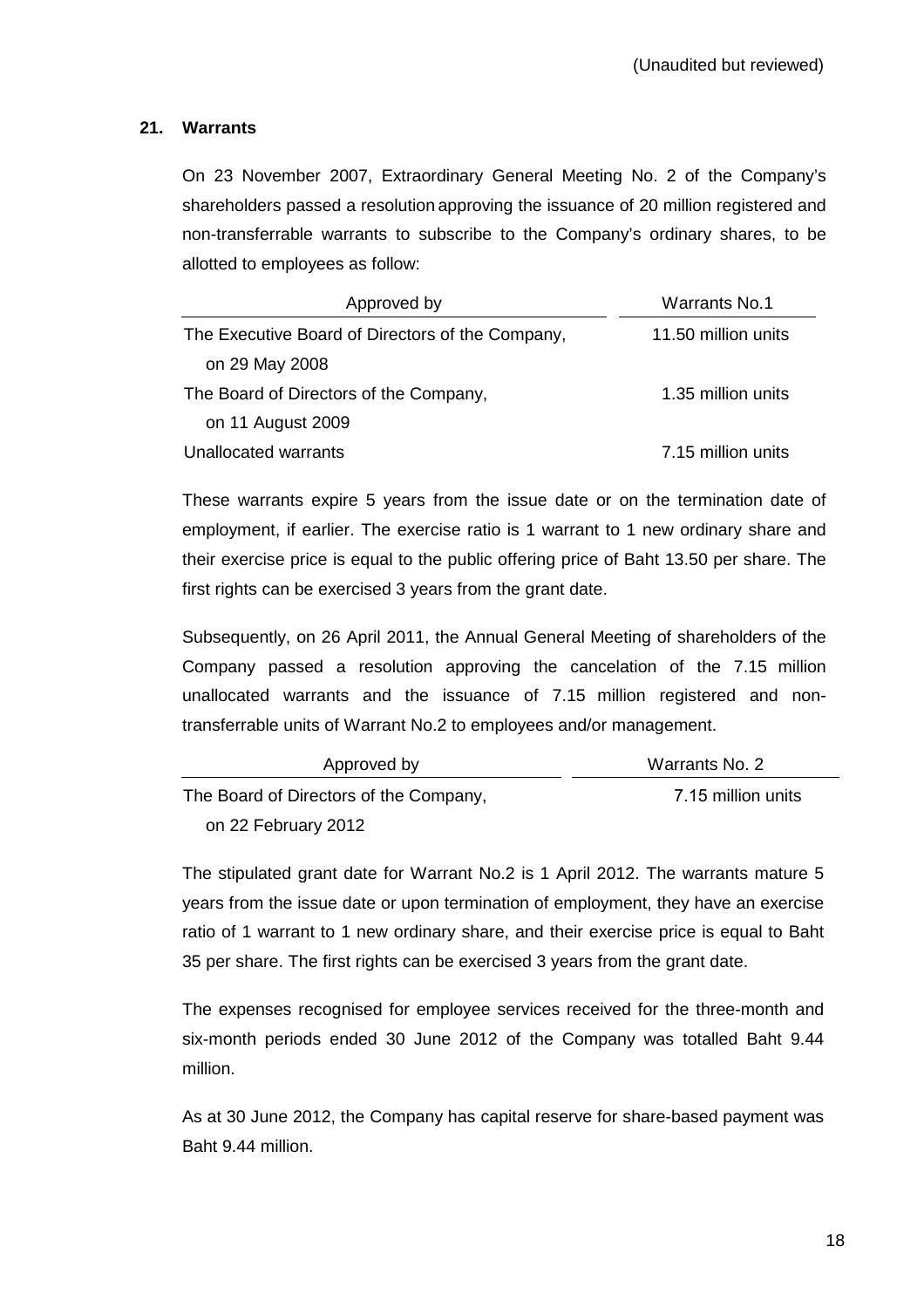(Unaudited but reviewed)

## 21. Warrants

On 23 November 2007, Extraordinary General Meeting No. 2 of the Company's shareholders passed a resolution approving the issuance of 20 million registered and non-transferrable warrants to subscribe to the Company's ordinary shares, to be allotted to employees as follow:

| Approved by | Warrants No.1 |
|---|---|
| The Executive Board of Directors of the Company, on 29 May 2008 | 11.50 million units |
| The Board of Directors of the Company, on 11 August 2009 | 1.35 million units |
| Unallocated warrants | 7.15 million units |

These warrants expire 5 years from the issue date or on the termination date of employment, if earlier. The exercise ratio is 1 warrant to 1 new ordinary share and their exercise price is equal to the public offering price of Baht 13.50 per share. The first rights can be exercised 3 years from the grant date.

Subsequently, on 26 April 2011, the Annual General Meeting of shareholders of the Company passed a resolution approving the cancelation of the 7.15 million unallocated warrants and the issuance of 7.15 million registered and non-transferrable units of Warrant No.2 to employees and/or management.

| Approved by | Warrants No. 2 |
|---|---|
| The Board of Directors of the Company, on 22 February 2012 | 7.15 million units |

The stipulated grant date for Warrant No.2 is 1 April 2012. The warrants mature 5 years from the issue date or upon termination of employment, they have an exercise ratio of 1 warrant to 1 new ordinary share, and their exercise price is equal to Baht 35 per share. The first rights can be exercised 3 years from the grant date.

The expenses recognised for employee services received for the three-month and six-month periods ended 30 June 2012 of the Company was totalled Baht 9.44 million.

As at 30 June 2012, the Company has capital reserve for share-based payment was Baht 9.44 million.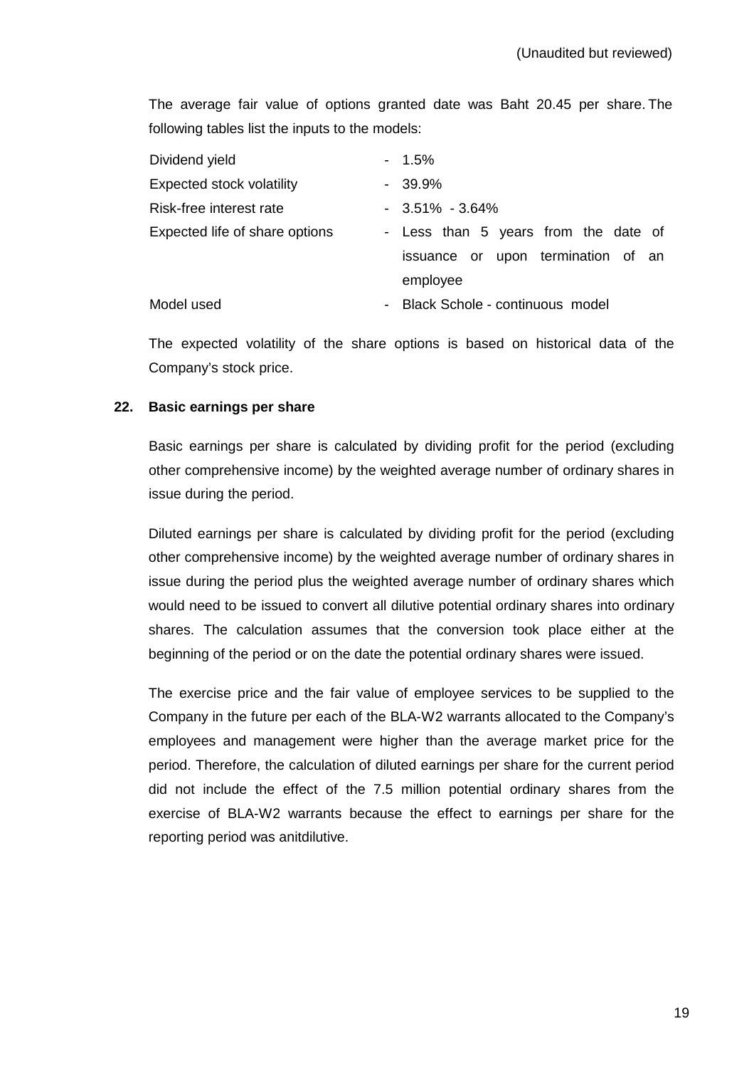(Unaudited but reviewed)

The average fair value of options granted date was Baht 20.45 per share. The following tables list the inputs to the models:

| | | |
|---|---|---|
| Dividend yield | - | 1.5% |
| Expected stock volatility | - | 39.9% |
| Risk-free interest rate | - | 3.51% - 3.64% |
| Expected life of share options | - | Less than 5 years from the date of issuance or upon termination of an employee |
| Model used | - | Black Schole - continuous model |

The expected volatility of the share options is based on historical data of the Company's stock price.

## 22. Basic earnings per share

Basic earnings per share is calculated by dividing profit for the period (excluding other comprehensive income) by the weighted average number of ordinary shares in issue during the period.

Diluted earnings per share is calculated by dividing profit for the period (excluding other comprehensive income) by the weighted average number of ordinary shares in issue during the period plus the weighted average number of ordinary shares which would need to be issued to convert all dilutive potential ordinary shares into ordinary shares. The calculation assumes that the conversion took place either at the beginning of the period or on the date the potential ordinary shares were issued.

The exercise price and the fair value of employee services to be supplied to the Company in the future per each of the BLA-W2 warrants allocated to the Company's employees and management were higher than the average market price for the period. Therefore, the calculation of diluted earnings per share for the current period did not include the effect of the 7.5 million potential ordinary shares from the exercise of BLA-W2 warrants because the effect to earnings per share for the reporting period was anitdilutive.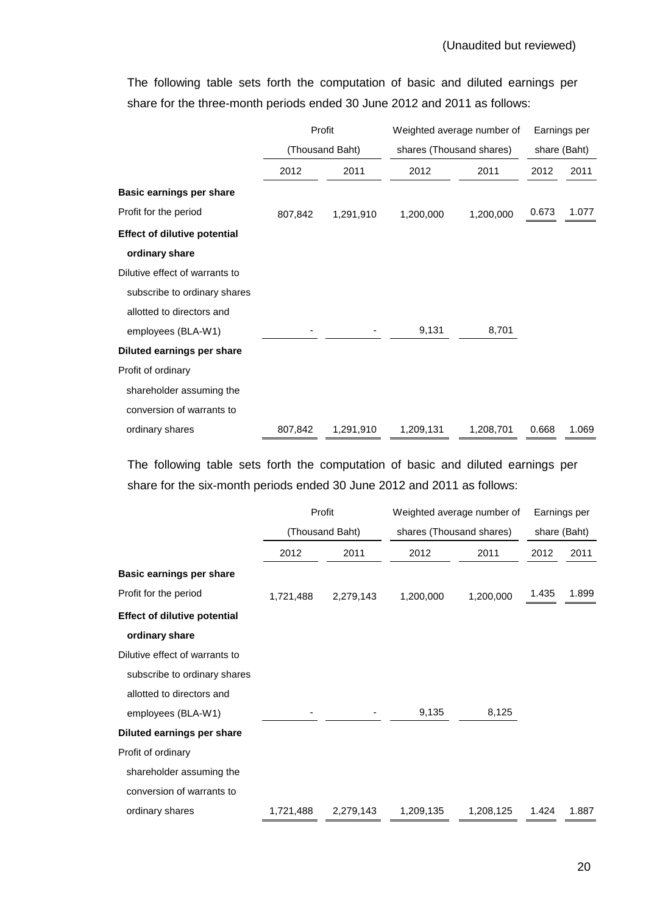(Unaudited but reviewed)

The following table sets forth the computation of basic and diluted earnings per share for the three-month periods ended 30 June 2012 and 2011 as follows:

| | Profit (Thousand Baht) | | Weighted average number of shares (Thousand shares) | | Earnings per share (Baht) | |
|---|---|---|---|---|---|---|
| | 2012 | 2011 | 2012 | 2011 | 2012 | 2011 |
| **Basic earnings per share** | | | | | | |
| Profit for the period | 807,842 | 1,291,910 | 1,200,000 | 1,200,000 | 0.673 | 1.077 |
| **Effect of dilutive potential ordinary share** | | | | | | |
| Dilutive effect of warrants to subscribe to ordinary shares allotted to directors and employees (BLA-W1) | - | - | 9,131 | 8,701 | | |
| **Diluted earnings per share** | | | | | | |
| Profit of ordinary shareholder assuming the conversion of warrants to ordinary shares | 807,842 | 1,291,910 | 1,209,131 | 1,208,701 | 0.668 | 1.069 |

The following table sets forth the computation of basic and diluted earnings per share for the six-month periods ended 30 June 2012 and 2011 as follows:

| | Profit (Thousand Baht) | | Weighted average number of shares (Thousand shares) | | Earnings per share (Baht) | |
|---|---|---|---|---|---|---|
| | 2012 | 2011 | 2012 | 2011 | 2012 | 2011 |
| **Basic earnings per share** | | | | | | |
| Profit for the period | 1,721,488 | 2,279,143 | 1,200,000 | 1,200,000 | 1.435 | 1.899 |
| **Effect of dilutive potential ordinary share** | | | | | | |
| Dilutive effect of warrants to subscribe to ordinary shares allotted to directors and employees (BLA-W1) | - | - | 9,135 | 8,125 | | |
| **Diluted earnings per share** | | | | | | |
| Profit of ordinary shareholder assuming the conversion of warrants to ordinary shares | 1,721,488 | 2,279,143 | 1,209,135 | 1,208,125 | 1.424 | 1.887 |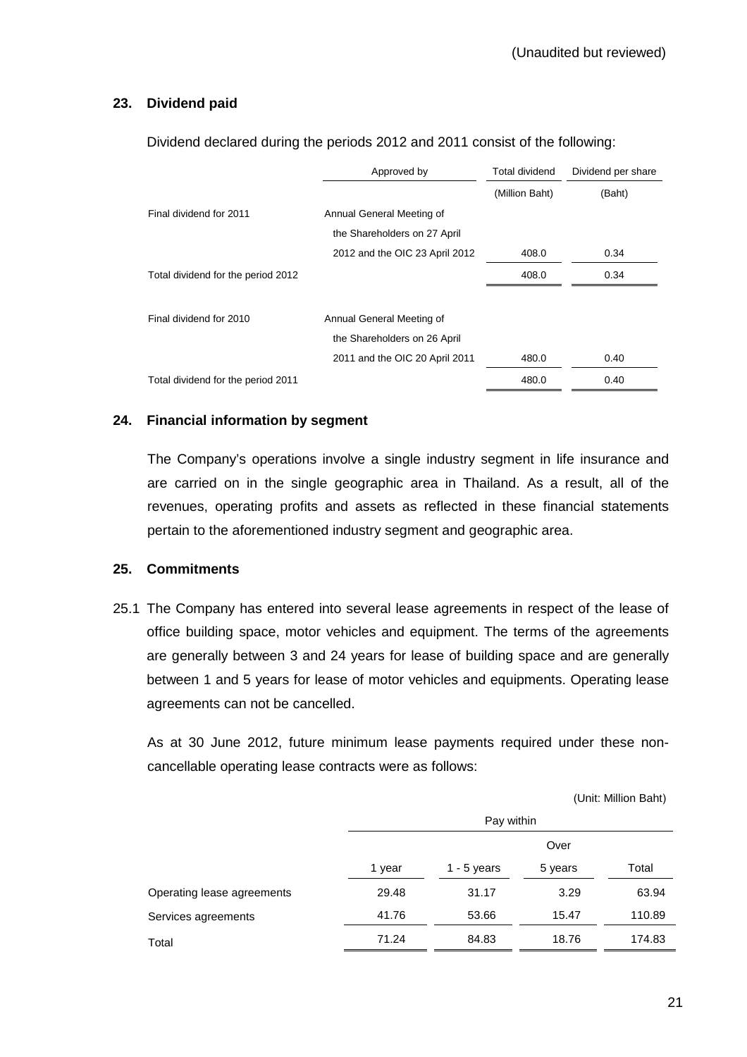(Unaudited but reviewed)

## 23. Dividend paid

Dividend declared during the periods 2012 and 2011 consist of the following:

| | Approved by | Total dividend | Dividend per share |
|---|---|---|---|
| | | (Million Baht) | (Baht) |
| Final dividend for 2011 | Annual General Meeting of the Shareholders on 27 April 2012 and the OIC 23 April 2012 | 408.0 | 0.34 |
| Total dividend for the period 2012 | | 408.0 | 0.34 |
| Final dividend for 2010 | Annual General Meeting of the Shareholders on 26 April 2011 and the OIC 20 April 2011 | 480.0 | 0.40 |
| Total dividend for the period 2011 | | 480.0 | 0.40 |

## 24. Financial information by segment

The Company's operations involve a single industry segment in life insurance and are carried on in the single geographic area in Thailand. As a result, all of the revenues, operating profits and assets as reflected in these financial statements pertain to the aforementioned industry segment and geographic area.

## 25. Commitments

25.1 The Company has entered into several lease agreements in respect of the lease of office building space, motor vehicles and equipment. The terms of the agreements are generally between 3 and 24 years for lease of building space and are generally between 1 and 5 years for lease of motor vehicles and equipments. Operating lease agreements can not be cancelled.

As at 30 June 2012, future minimum lease payments required under these non-cancellable operating lease contracts were as follows:

(Unit: Million Baht)

| | Pay within | | | |
|---|---|---|---|---|
| | 1 year | 1 - 5 years | Over 5 years | Total |
| Operating lease agreements | 29.48 | 31.17 | 3.29 | 63.94 |
| Services agreements | 41.76 | 53.66 | 15.47 | 110.89 |
| Total | 71.24 | 84.83 | 18.76 | 174.83 |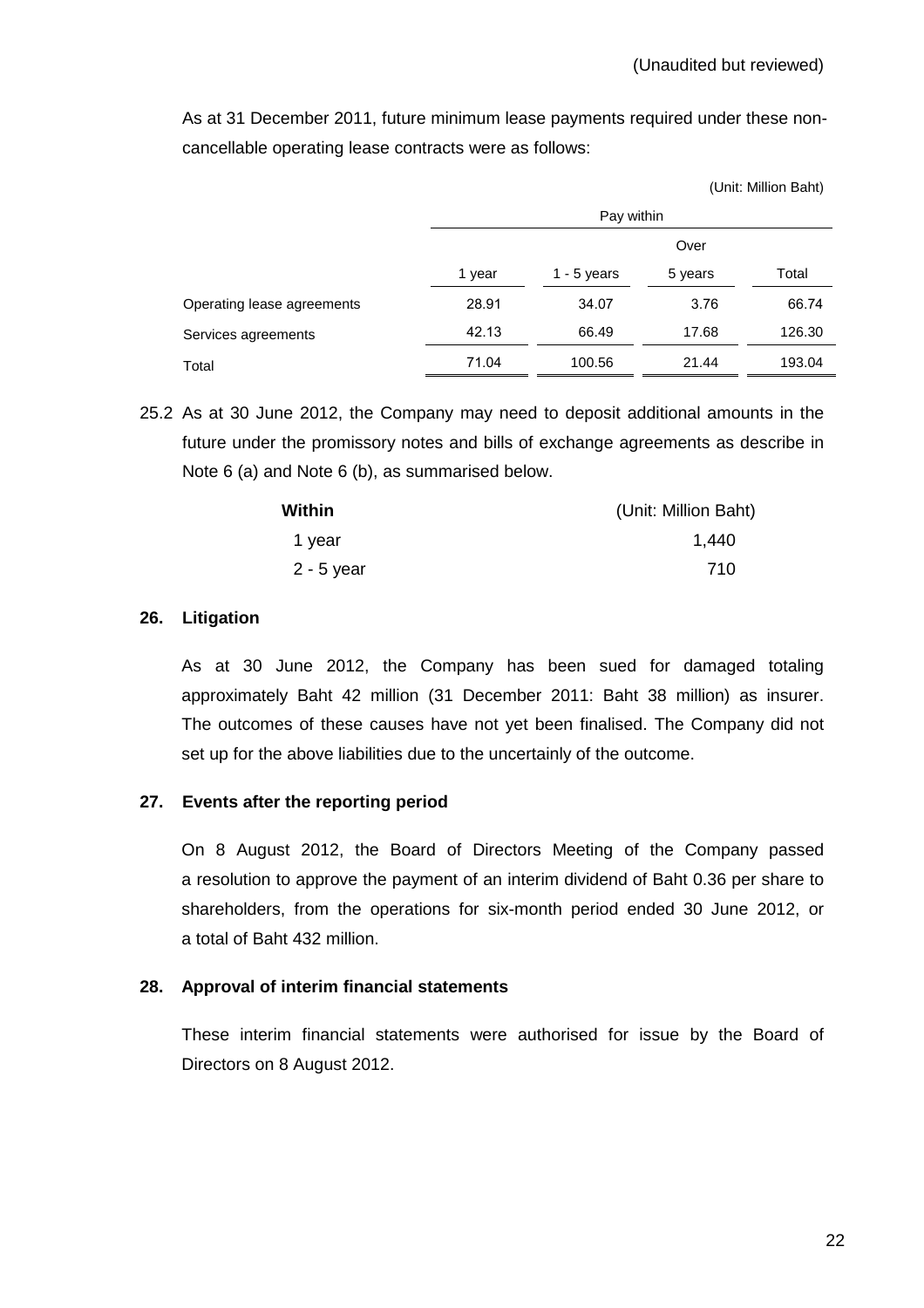(Unaudited but reviewed)

As at 31 December 2011, future minimum lease payments required under these non-cancellable operating lease contracts were as follows:

(Unit: Million Baht)

| | Pay within | | | |
|---|---|---|---|---|
| | 1 year | 1 - 5 years | Over 5 years | Total |
| Operating lease agreements | 28.91 | 34.07 | 3.76 | 66.74 |
| Services agreements | 42.13 | 66.49 | 17.68 | 126.30 |
| Total | 71.04 | 100.56 | 21.44 | 193.04 |

25.2 As at 30 June 2012, the Company may need to deposit additional amounts in the future under the promissory notes and bills of exchange agreements as describe in Note 6 (a) and Note 6 (b), as summarised below.

| **Within** | (Unit: Million Baht) |
|---|---|
| 1 year | 1,440 |
| 2 - 5 year | 710 |

## 26. Litigation

As at 30 June 2012, the Company has been sued for damaged totaling approximately Baht 42 million (31 December 2011: Baht 38 million) as insurer. The outcomes of these causes have not yet been finalised. The Company did not set up for the above liabilities due to the uncertainly of the outcome.

## 27. Events after the reporting period

On 8 August 2012, the Board of Directors Meeting of the Company passed a resolution to approve the payment of an interim dividend of Baht 0.36 per share to shareholders, from the operations for six-month period ended 30 June 2012, or a total of Baht 432 million.

## 28. Approval of interim financial statements

These interim financial statements were authorised for issue by the Board of Directors on 8 August 2012.